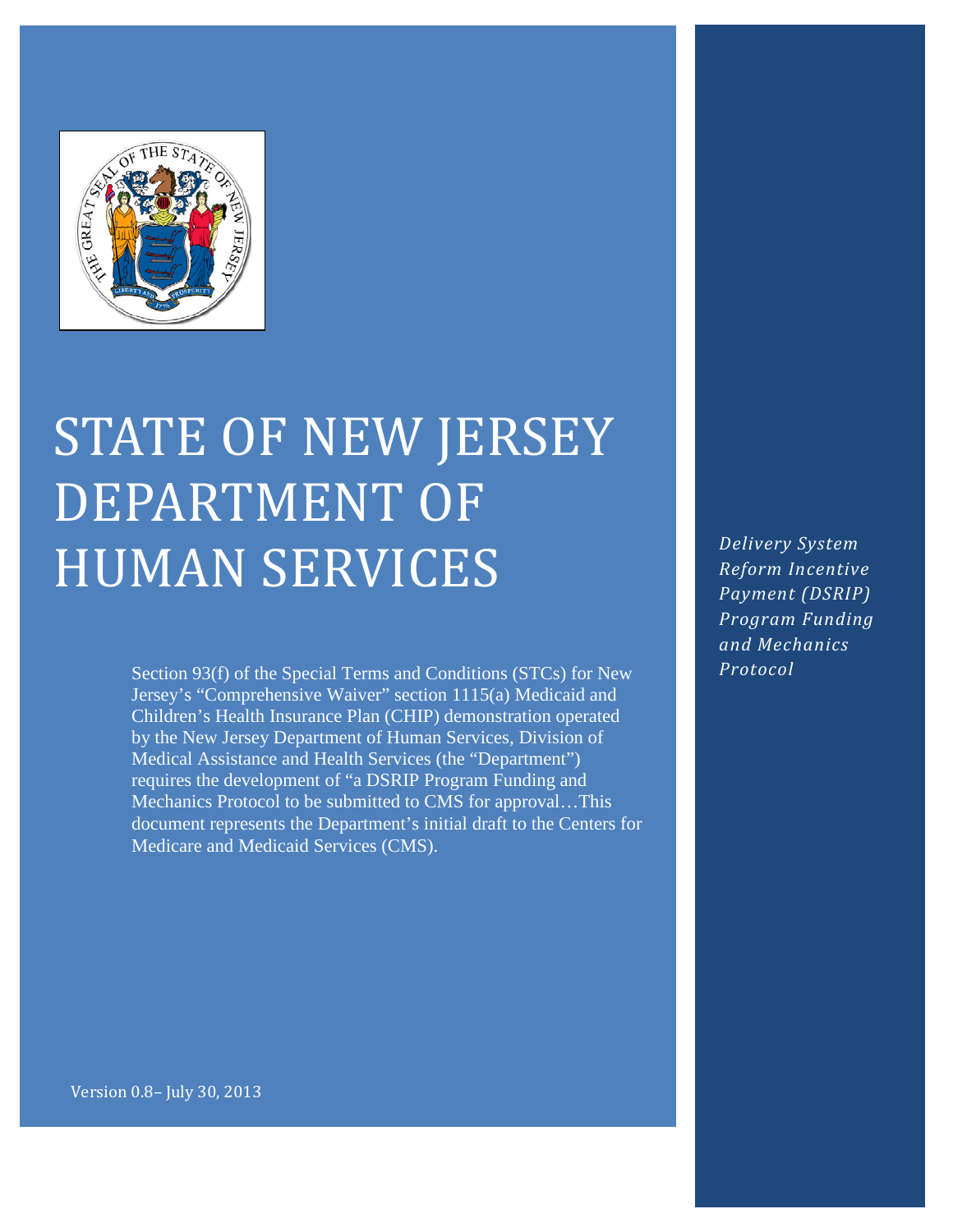# STATE OF NEW JERSEY DEPARTMENT OF HUMAN SERVICES

Section 93(f) of the Special Terms and Conditions (STCs) for New Jersey's "Comprehensive Waiver" section 1115(a) Medicaid and Children's Health Insurance Plan (CHIP) demonstration operated by the New Jersey Department of Human Services, Division of Medical Assistance and Health Services (the "Department") requires the development of "a DSRIP Program Funding and Mechanics Protocol to be submitted to CMS for approval…This document represents the Department's initial draft to the Centers for Medicare and Medicaid Services (CMS).

*Delivery System Reform Incentive Payment (DSRIP) Program Funding and Mechanics Protocol*

Version 0.8– July 30, 2013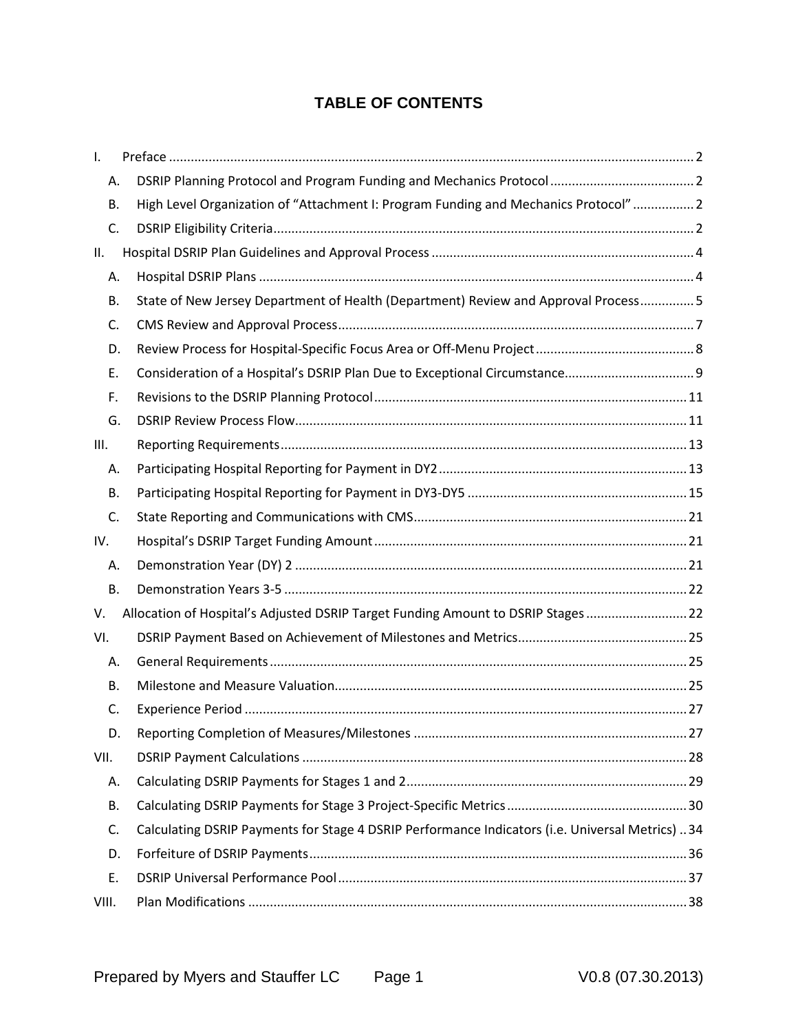## TABLE OF CONTENTS

I. Preface ..... 2

- A. DSRIP Planning Protocol and Program Funding and Mechanics Protocol ..... 2
- B. High Level Organization of "Attachment I: Program Funding and Mechanics Protocol" ..... 2
- C. DSRIP Eligibility Criteria ..... 2

II. Hospital DSRIP Plan Guidelines and Approval Process ..... 4

- A. Hospital DSRIP Plans ..... 4
- B. State of New Jersey Department of Health (Department) Review and Approval Process ..... 5
- C. CMS Review and Approval Process ..... 7
- D. Review Process for Hospital-Specific Focus Area or Off-Menu Project ..... 8
- E. Consideration of a Hospital's DSRIP Plan Due to Exceptional Circumstance ..... 9
- F. Revisions to the DSRIP Planning Protocol ..... 11
- G. DSRIP Review Process Flow ..... 11

III. Reporting Requirements ..... 13

- A. Participating Hospital Reporting for Payment in DY2 ..... 13
- B. Participating Hospital Reporting for Payment in DY3-DY5 ..... 15
- C. State Reporting and Communications with CMS ..... 21

IV. Hospital's DSRIP Target Funding Amount ..... 21

- A. Demonstration Year (DY) 2 ..... 21
- B. Demonstration Years 3-5 ..... 22

V. Allocation of Hospital's Adjusted DSRIP Target Funding Amount to DSRIP Stages ..... 22

VI. DSRIP Payment Based on Achievement of Milestones and Metrics ..... 25

- A. General Requirements ..... 25
- B. Milestone and Measure Valuation ..... 25
- C. Experience Period ..... 27
- D. Reporting Completion of Measures/Milestones ..... 27

VII. DSRIP Payment Calculations ..... 28

- A. Calculating DSRIP Payments for Stages 1 and 2 ..... 29
- B. Calculating DSRIP Payments for Stage 3 Project-Specific Metrics ..... 30
- C. Calculating DSRIP Payments for Stage 4 DSRIP Performance Indicators (i.e. Universal Metrics) ..... 34
- D. Forfeiture of DSRIP Payments ..... 36
- E. DSRIP Universal Performance Pool ..... 37

VIII. Plan Modifications ..... 38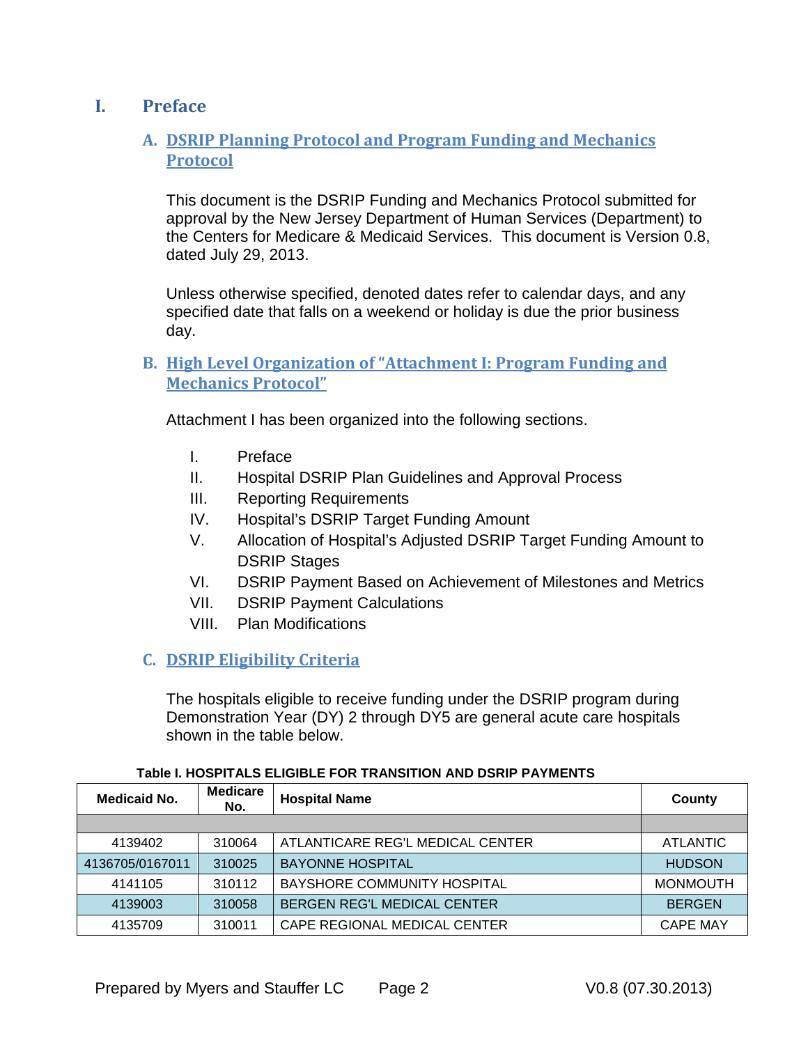# I. Preface

## A. DSRIP Planning Protocol and Program Funding and Mechanics Protocol

This document is the DSRIP Funding and Mechanics Protocol submitted for approval by the New Jersey Department of Human Services (Department) to the Centers for Medicare & Medicaid Services. This document is Version 0.8, dated July 29, 2013.

Unless otherwise specified, denoted dates refer to calendar days, and any specified date that falls on a weekend or holiday is due the prior business day.

## B. High Level Organization of "Attachment I: Program Funding and Mechanics Protocol"

Attachment I has been organized into the following sections.

I. Preface
II. Hospital DSRIP Plan Guidelines and Approval Process
III. Reporting Requirements
IV. Hospital's DSRIP Target Funding Amount
V. Allocation of Hospital's Adjusted DSRIP Target Funding Amount to DSRIP Stages
VI. DSRIP Payment Based on Achievement of Milestones and Metrics
VII. DSRIP Payment Calculations
VIII. Plan Modifications

## C. DSRIP Eligibility Criteria

The hospitals eligible to receive funding under the DSRIP program during Demonstration Year (DY) 2 through DY5 are general acute care hospitals shown in the table below.

**Table I. HOSPITALS ELIGIBLE FOR TRANSITION AND DSRIP PAYMENTS**

| Medicaid No. | Medicare No. | Hospital Name | County |
|---|---|---|---|
| | | | |
| 4139402 | 310064 | ATLANTICARE REG'L MEDICAL CENTER | ATLANTIC |
| 4136705/0167011 | 310025 | BAYONNE HOSPITAL | HUDSON |
| 4141105 | 310112 | BAYSHORE COMMUNITY HOSPITAL | MONMOUTH |
| 4139003 | 310058 | BERGEN REG'L MEDICAL CENTER | BERGEN |
| 4135709 | 310011 | CAPE REGIONAL MEDICAL CENTER | CAPE MAY |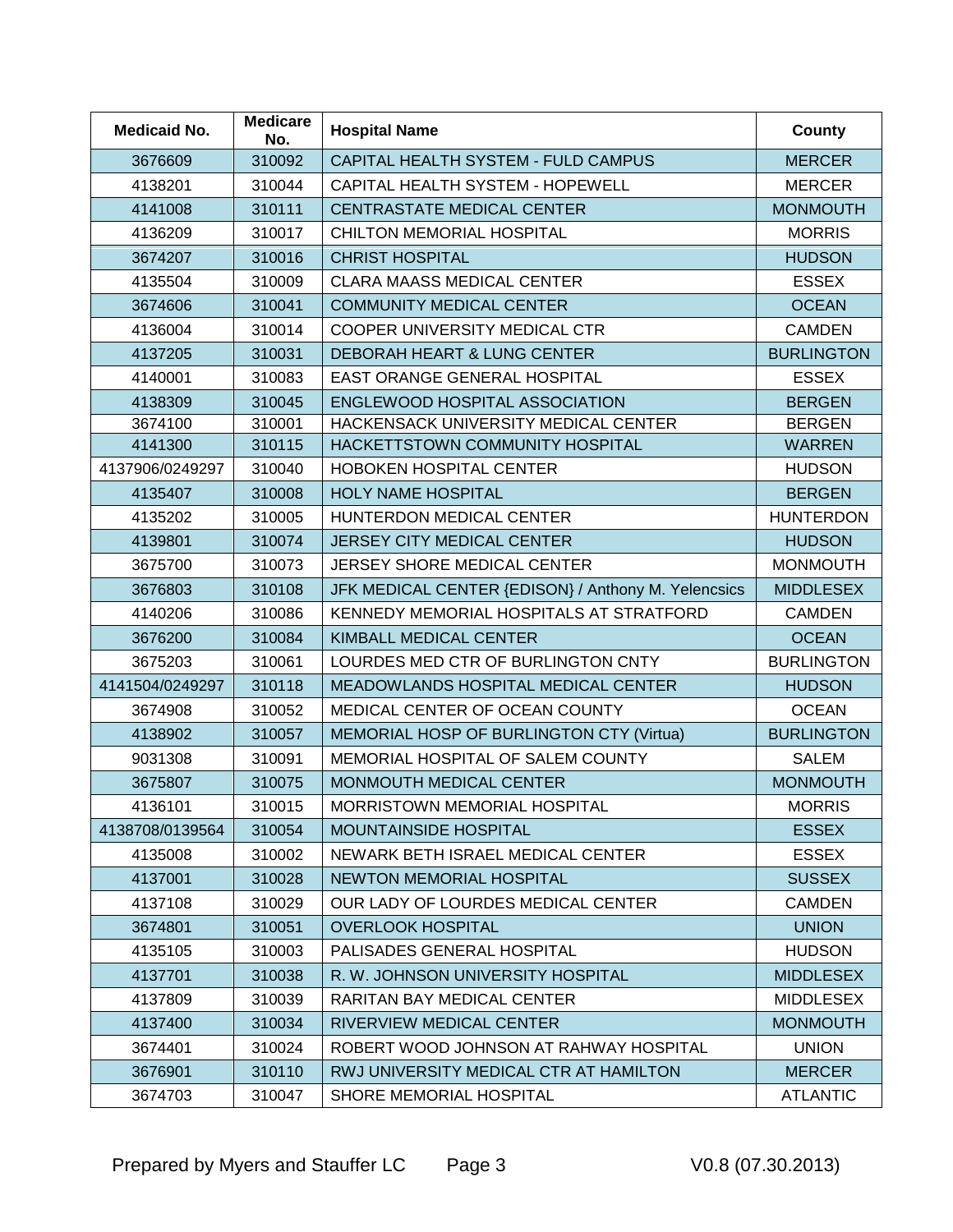| Medicaid No. | Medicare No. | Hospital Name | County |
|---|---|---|---|
| 3676609 | 310092 | CAPITAL HEALTH SYSTEM - FULD CAMPUS | MERCER |
| 4138201 | 310044 | CAPITAL HEALTH SYSTEM - HOPEWELL | MERCER |
| 4141008 | 310111 | CENTRASTATE MEDICAL CENTER | MONMOUTH |
| 4136209 | 310017 | CHILTON MEMORIAL HOSPITAL | MORRIS |
| 3674207 | 310016 | CHRIST HOSPITAL | HUDSON |
| 4135504 | 310009 | CLARA MAASS MEDICAL CENTER | ESSEX |
| 3674606 | 310041 | COMMUNITY MEDICAL CENTER | OCEAN |
| 4136004 | 310014 | COOPER UNIVERSITY MEDICAL CTR | CAMDEN |
| 4137205 | 310031 | DEBORAH HEART & LUNG CENTER | BURLINGTON |
| 4140001 | 310083 | EAST ORANGE GENERAL HOSPITAL | ESSEX |
| 4138309 | 310045 | ENGLEWOOD HOSPITAL ASSOCIATION | BERGEN |
| 3674100 | 310001 | HACKENSACK UNIVERSITY MEDICAL CENTER | BERGEN |
| 4141300 | 310115 | HACKETTSTOWN COMMUNITY HOSPITAL | WARREN |
| 4137906/0249297 | 310040 | HOBOKEN HOSPITAL CENTER | HUDSON |
| 4135407 | 310008 | HOLY NAME HOSPITAL | BERGEN |
| 4135202 | 310005 | HUNTERDON MEDICAL CENTER | HUNTERDON |
| 4139801 | 310074 | JERSEY CITY MEDICAL CENTER | HUDSON |
| 3675700 | 310073 | JERSEY SHORE MEDICAL CENTER | MONMOUTH |
| 3676803 | 310108 | JFK MEDICAL CENTER {EDISON} / Anthony M. Yelencsics | MIDDLESEX |
| 4140206 | 310086 | KENNEDY MEMORIAL HOSPITALS AT STRATFORD | CAMDEN |
| 3676200 | 310084 | KIMBALL MEDICAL CENTER | OCEAN |
| 3675203 | 310061 | LOURDES MED CTR OF BURLINGTON CNTY | BURLINGTON |
| 4141504/0249297 | 310118 | MEADOWLANDS HOSPITAL MEDICAL CENTER | HUDSON |
| 3674908 | 310052 | MEDICAL CENTER OF OCEAN COUNTY | OCEAN |
| 4138902 | 310057 | MEMORIAL HOSP OF BURLINGTON CTY (Virtua) | BURLINGTON |
| 9031308 | 310091 | MEMORIAL HOSPITAL OF SALEM COUNTY | SALEM |
| 3675807 | 310075 | MONMOUTH MEDICAL CENTER | MONMOUTH |
| 4136101 | 310015 | MORRISTOWN MEMORIAL HOSPITAL | MORRIS |
| 4138708/0139564 | 310054 | MOUNTAINSIDE HOSPITAL | ESSEX |
| 4135008 | 310002 | NEWARK BETH ISRAEL MEDICAL CENTER | ESSEX |
| 4137001 | 310028 | NEWTON MEMORIAL HOSPITAL | SUSSEX |
| 4137108 | 310029 | OUR LADY OF LOURDES MEDICAL CENTER | CAMDEN |
| 3674801 | 310051 | OVERLOOK HOSPITAL | UNION |
| 4135105 | 310003 | PALISADES GENERAL HOSPITAL | HUDSON |
| 4137701 | 310038 | R. W. JOHNSON UNIVERSITY HOSPITAL | MIDDLESEX |
| 4137809 | 310039 | RARITAN BAY MEDICAL CENTER | MIDDLESEX |
| 4137400 | 310034 | RIVERVIEW MEDICAL CENTER | MONMOUTH |
| 3674401 | 310024 | ROBERT WOOD JOHNSON AT RAHWAY HOSPITAL | UNION |
| 3676901 | 310110 | RWJ UNIVERSITY MEDICAL CTR AT HAMILTON | MERCER |
| 3674703 | 310047 | SHORE MEMORIAL HOSPITAL | ATLANTIC |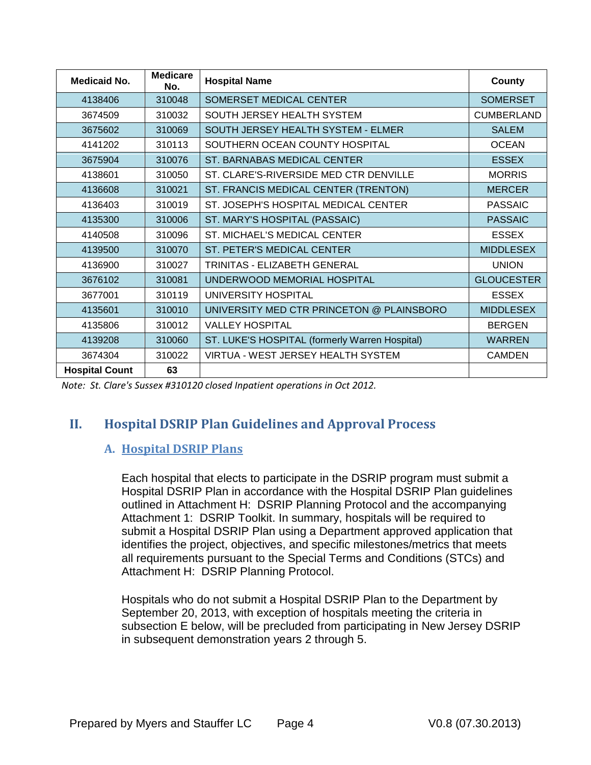| Medicaid No. | Medicare No. | Hospital Name | County |
|---|---|---|---|
| 4138406 | 310048 | SOMERSET MEDICAL CENTER | SOMERSET |
| 3674509 | 310032 | SOUTH JERSEY HEALTH SYSTEM | CUMBERLAND |
| 3675602 | 310069 | SOUTH JERSEY HEALTH SYSTEM - ELMER | SALEM |
| 4141202 | 310113 | SOUTHERN OCEAN COUNTY HOSPITAL | OCEAN |
| 3675904 | 310076 | ST. BARNABAS MEDICAL CENTER | ESSEX |
| 4138601 | 310050 | ST. CLARE'S-RIVERSIDE MED CTR DENVILLE | MORRIS |
| 4136608 | 310021 | ST. FRANCIS MEDICAL CENTER (TRENTON) | MERCER |
| 4136403 | 310019 | ST. JOSEPH'S HOSPITAL MEDICAL CENTER | PASSAIC |
| 4135300 | 310006 | ST. MARY'S HOSPITAL (PASSAIC) | PASSAIC |
| 4140508 | 310096 | ST. MICHAEL'S MEDICAL CENTER | ESSEX |
| 4139500 | 310070 | ST. PETER'S MEDICAL CENTER | MIDDLESEX |
| 4136900 | 310027 | TRINITAS - ELIZABETH GENERAL | UNION |
| 3676102 | 310081 | UNDERWOOD MEMORIAL HOSPITAL | GLOUCESTER |
| 3677001 | 310119 | UNIVERSITY HOSPITAL | ESSEX |
| 4135601 | 310010 | UNIVERSITY MED CTR PRINCETON @ PLAINSBORO | MIDDLESEX |
| 4135806 | 310012 | VALLEY HOSPITAL | BERGEN |
| 4139208 | 310060 | ST. LUKE'S HOSPITAL (formerly Warren Hospital) | WARREN |
| 3674304 | 310022 | VIRTUA - WEST JERSEY HEALTH SYSTEM | CAMDEN |
| **Hospital Count** | **63** | | |

*Note: St. Clare's Sussex #310120 closed Inpatient operations in Oct 2012.*

## II. Hospital DSRIP Plan Guidelines and Approval Process

### A. Hospital DSRIP Plans

Each hospital that elects to participate in the DSRIP program must submit a Hospital DSRIP Plan in accordance with the Hospital DSRIP Plan guidelines outlined in Attachment H: DSRIP Planning Protocol and the accompanying Attachment 1: DSRIP Toolkit. In summary, hospitals will be required to submit a Hospital DSRIP Plan using a Department approved application that identifies the project, objectives, and specific milestones/metrics that meets all requirements pursuant to the Special Terms and Conditions (STCs) and Attachment H: DSRIP Planning Protocol.

Hospitals who do not submit a Hospital DSRIP Plan to the Department by September 20, 2013, with exception of hospitals meeting the criteria in subsection E below, will be precluded from participating in New Jersey DSRIP in subsequent demonstration years 2 through 5.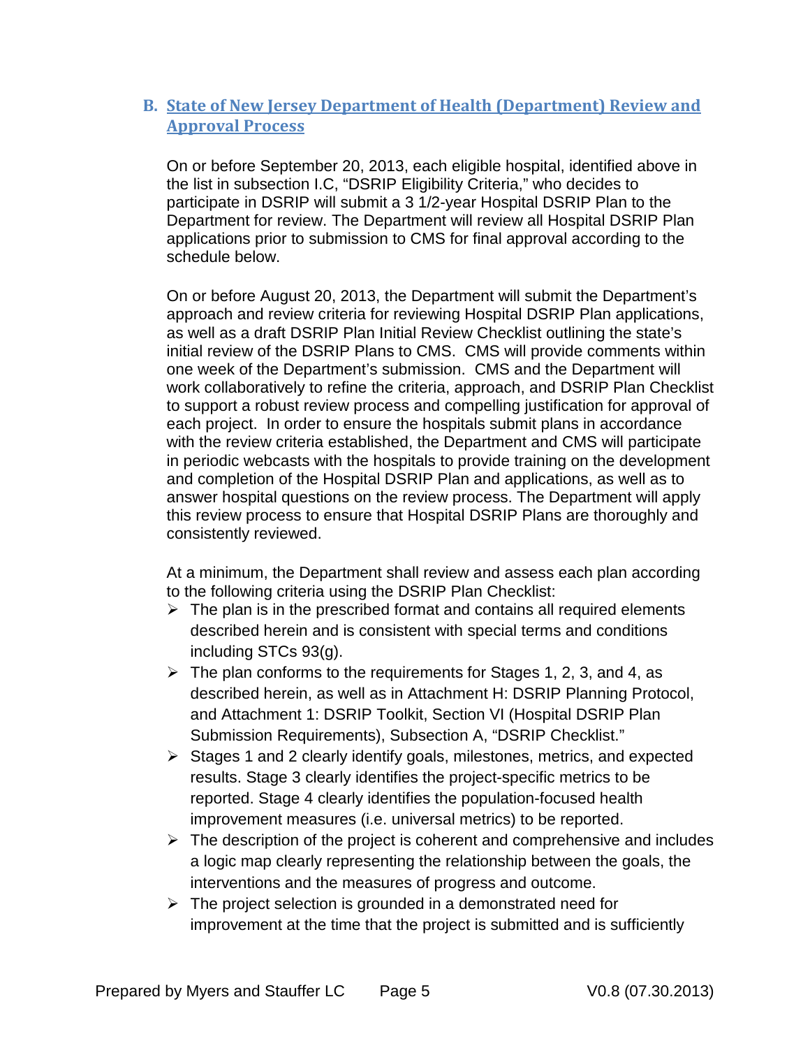## B. State of New Jersey Department of Health (Department) Review and Approval Process

On or before September 20, 2013, each eligible hospital, identified above in the list in subsection I.C, "DSRIP Eligibility Criteria," who decides to participate in DSRIP will submit a 3 1/2-year Hospital DSRIP Plan to the Department for review. The Department will review all Hospital DSRIP Plan applications prior to submission to CMS for final approval according to the schedule below.

On or before August 20, 2013, the Department will submit the Department's approach and review criteria for reviewing Hospital DSRIP Plan applications, as well as a draft DSRIP Plan Initial Review Checklist outlining the state's initial review of the DSRIP Plans to CMS. CMS will provide comments within one week of the Department's submission. CMS and the Department will work collaboratively to refine the criteria, approach, and DSRIP Plan Checklist to support a robust review process and compelling justification for approval of each project. In order to ensure the hospitals submit plans in accordance with the review criteria established, the Department and CMS will participate in periodic webcasts with the hospitals to provide training on the development and completion of the Hospital DSRIP Plan and applications, as well as to answer hospital questions on the review process. The Department will apply this review process to ensure that Hospital DSRIP Plans are thoroughly and consistently reviewed.

At a minimum, the Department shall review and assess each plan according to the following criteria using the DSRIP Plan Checklist:

- The plan is in the prescribed format and contains all required elements described herein and is consistent with special terms and conditions including STCs 93(g).
- The plan conforms to the requirements for Stages 1, 2, 3, and 4, as described herein, as well as in Attachment H: DSRIP Planning Protocol, and Attachment 1: DSRIP Toolkit, Section VI (Hospital DSRIP Plan Submission Requirements), Subsection A, "DSRIP Checklist."
- Stages 1 and 2 clearly identify goals, milestones, metrics, and expected results. Stage 3 clearly identifies the project-specific metrics to be reported. Stage 4 clearly identifies the population-focused health improvement measures (i.e. universal metrics) to be reported.
- The description of the project is coherent and comprehensive and includes a logic map clearly representing the relationship between the goals, the interventions and the measures of progress and outcome.
- The project selection is grounded in a demonstrated need for improvement at the time that the project is submitted and is sufficiently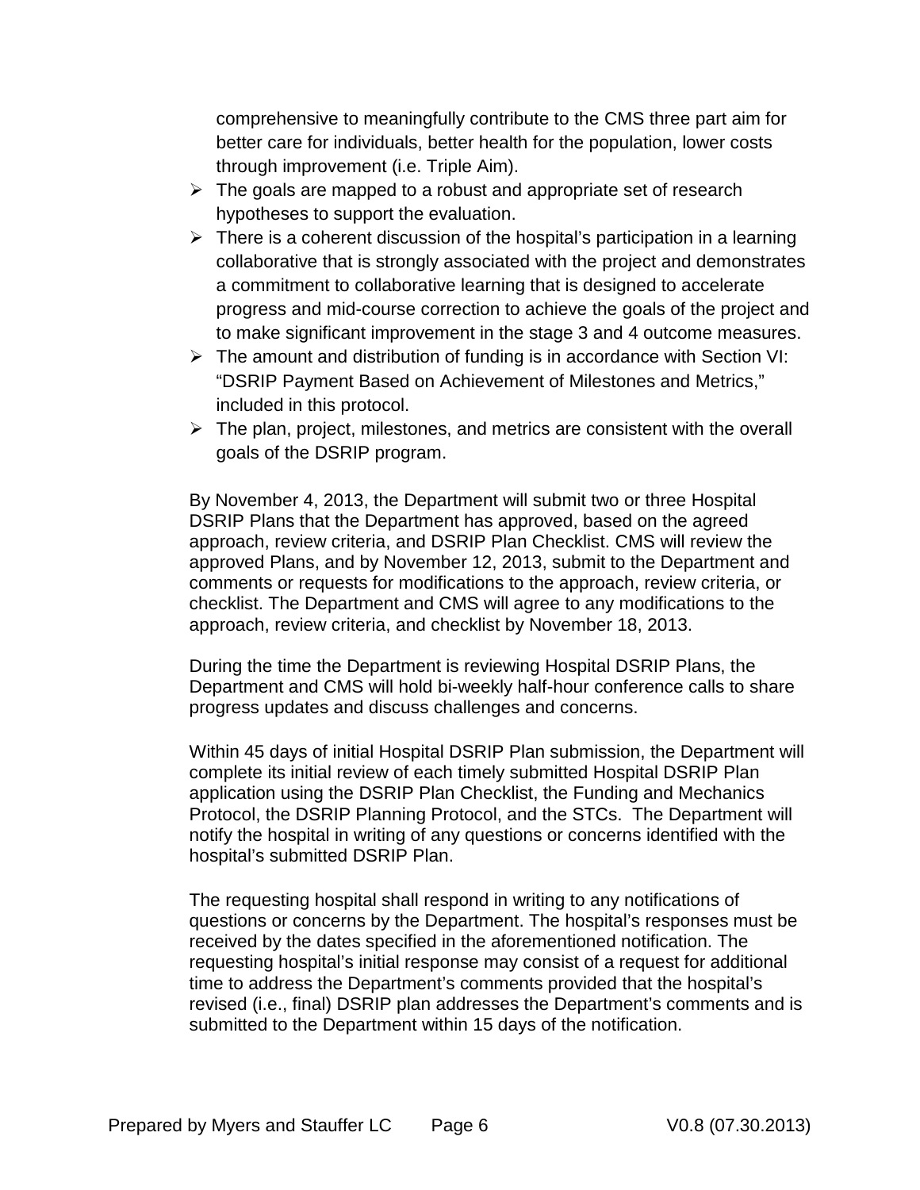comprehensive to meaningfully contribute to the CMS three part aim for better care for individuals, better health for the population, lower costs through improvement (i.e. Triple Aim).

- The goals are mapped to a robust and appropriate set of research hypotheses to support the evaluation.
- There is a coherent discussion of the hospital's participation in a learning collaborative that is strongly associated with the project and demonstrates a commitment to collaborative learning that is designed to accelerate progress and mid-course correction to achieve the goals of the project and to make significant improvement in the stage 3 and 4 outcome measures.
- The amount and distribution of funding is in accordance with Section VI: "DSRIP Payment Based on Achievement of Milestones and Metrics," included in this protocol.
- The plan, project, milestones, and metrics are consistent with the overall goals of the DSRIP program.

By November 4, 2013, the Department will submit two or three Hospital DSRIP Plans that the Department has approved, based on the agreed approach, review criteria, and DSRIP Plan Checklist. CMS will review the approved Plans, and by November 12, 2013, submit to the Department and comments or requests for modifications to the approach, review criteria, or checklist. The Department and CMS will agree to any modifications to the approach, review criteria, and checklist by November 18, 2013.

During the time the Department is reviewing Hospital DSRIP Plans, the Department and CMS will hold bi-weekly half-hour conference calls to share progress updates and discuss challenges and concerns.

Within 45 days of initial Hospital DSRIP Plan submission, the Department will complete its initial review of each timely submitted Hospital DSRIP Plan application using the DSRIP Plan Checklist, the Funding and Mechanics Protocol, the DSRIP Planning Protocol, and the STCs. The Department will notify the hospital in writing of any questions or concerns identified with the hospital's submitted DSRIP Plan.

The requesting hospital shall respond in writing to any notifications of questions or concerns by the Department. The hospital's responses must be received by the dates specified in the aforementioned notification. The requesting hospital's initial response may consist of a request for additional time to address the Department's comments provided that the hospital's revised (i.e., final) DSRIP plan addresses the Department's comments and is submitted to the Department within 15 days of the notification.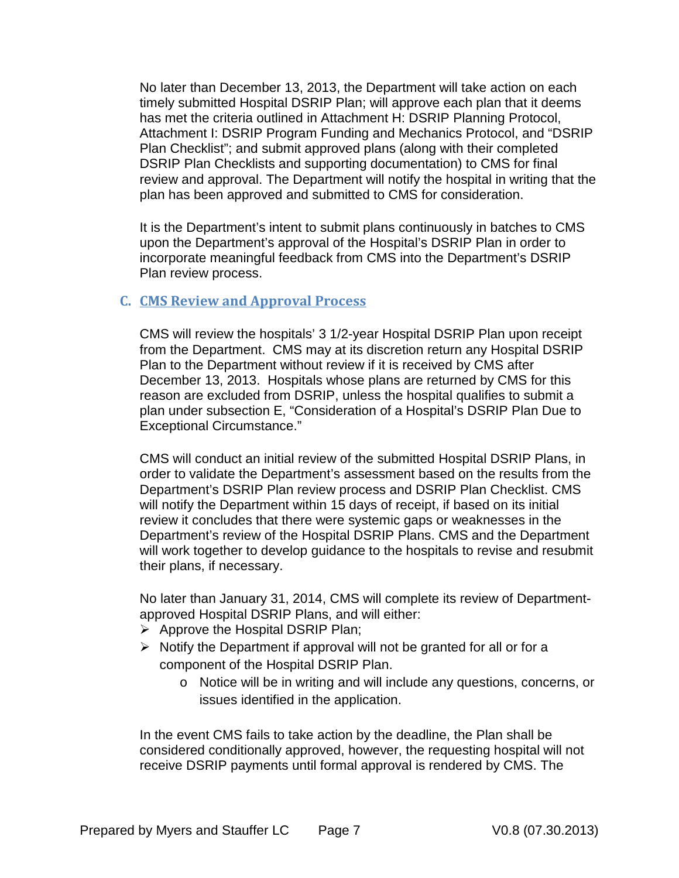No later than December 13, 2013, the Department will take action on each timely submitted Hospital DSRIP Plan; will approve each plan that it deems has met the criteria outlined in Attachment H: DSRIP Planning Protocol, Attachment I: DSRIP Program Funding and Mechanics Protocol, and "DSRIP Plan Checklist"; and submit approved plans (along with their completed DSRIP Plan Checklists and supporting documentation) to CMS for final review and approval. The Department will notify the hospital in writing that the plan has been approved and submitted to CMS for consideration.

It is the Department's intent to submit plans continuously in batches to CMS upon the Department's approval of the Hospital's DSRIP Plan in order to incorporate meaningful feedback from CMS into the Department's DSRIP Plan review process.

### C. CMS Review and Approval Process

CMS will review the hospitals' 3 1/2-year Hospital DSRIP Plan upon receipt from the Department. CMS may at its discretion return any Hospital DSRIP Plan to the Department without review if it is received by CMS after December 13, 2013. Hospitals whose plans are returned by CMS for this reason are excluded from DSRIP, unless the hospital qualifies to submit a plan under subsection E, "Consideration of a Hospital's DSRIP Plan Due to Exceptional Circumstance."

CMS will conduct an initial review of the submitted Hospital DSRIP Plans, in order to validate the Department's assessment based on the results from the Department's DSRIP Plan review process and DSRIP Plan Checklist. CMS will notify the Department within 15 days of receipt, if based on its initial review it concludes that there were systemic gaps or weaknesses in the Department's review of the Hospital DSRIP Plans. CMS and the Department will work together to develop guidance to the hospitals to revise and resubmit their plans, if necessary.

No later than January 31, 2014, CMS will complete its review of Department-approved Hospital DSRIP Plans, and will either:

- Approve the Hospital DSRIP Plan;
- Notify the Department if approval will not be granted for all or for a component of the Hospital DSRIP Plan.
  - Notice will be in writing and will include any questions, concerns, or issues identified in the application.

In the event CMS fails to take action by the deadline, the Plan shall be considered conditionally approved, however, the requesting hospital will not receive DSRIP payments until formal approval is rendered by CMS. The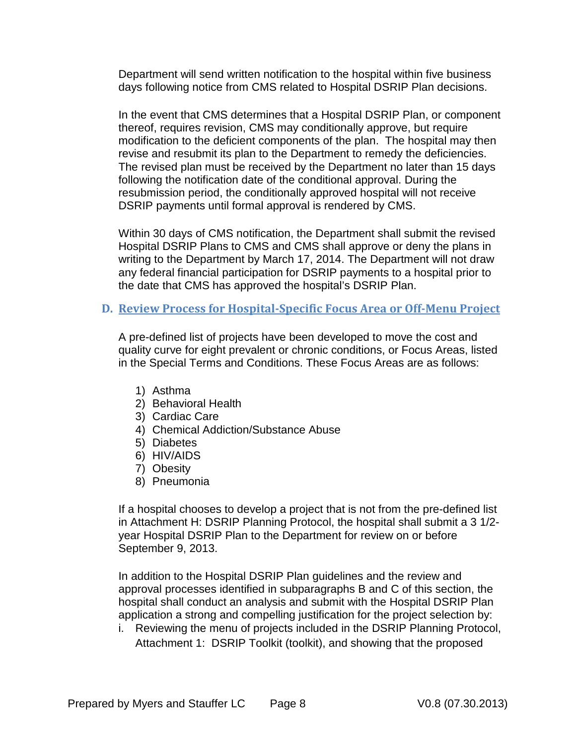Department will send written notification to the hospital within five business days following notice from CMS related to Hospital DSRIP Plan decisions.

In the event that CMS determines that a Hospital DSRIP Plan, or component thereof, requires revision, CMS may conditionally approve, but require modification to the deficient components of the plan. The hospital may then revise and resubmit its plan to the Department to remedy the deficiencies. The revised plan must be received by the Department no later than 15 days following the notification date of the conditional approval. During the resubmission period, the conditionally approved hospital will not receive DSRIP payments until formal approval is rendered by CMS.

Within 30 days of CMS notification, the Department shall submit the revised Hospital DSRIP Plans to CMS and CMS shall approve or deny the plans in writing to the Department by March 17, 2014. The Department will not draw any federal financial participation for DSRIP payments to a hospital prior to the date that CMS has approved the hospital's DSRIP Plan.

### D. Review Process for Hospital-Specific Focus Area or Off-Menu Project

A pre-defined list of projects have been developed to move the cost and quality curve for eight prevalent or chronic conditions, or Focus Areas, listed in the Special Terms and Conditions. These Focus Areas are as follows:

1) Asthma
2) Behavioral Health
3) Cardiac Care
4) Chemical Addiction/Substance Abuse
5) Diabetes
6) HIV/AIDS
7) Obesity
8) Pneumonia

If a hospital chooses to develop a project that is not from the pre-defined list in Attachment H: DSRIP Planning Protocol, the hospital shall submit a 3 1/2-year Hospital DSRIP Plan to the Department for review on or before September 9, 2013.

In addition to the Hospital DSRIP Plan guidelines and the review and approval processes identified in subparagraphs B and C of this section, the hospital shall conduct an analysis and submit with the Hospital DSRIP Plan application a strong and compelling justification for the project selection by:

i. Reviewing the menu of projects included in the DSRIP Planning Protocol, Attachment 1: DSRIP Toolkit (toolkit), and showing that the proposed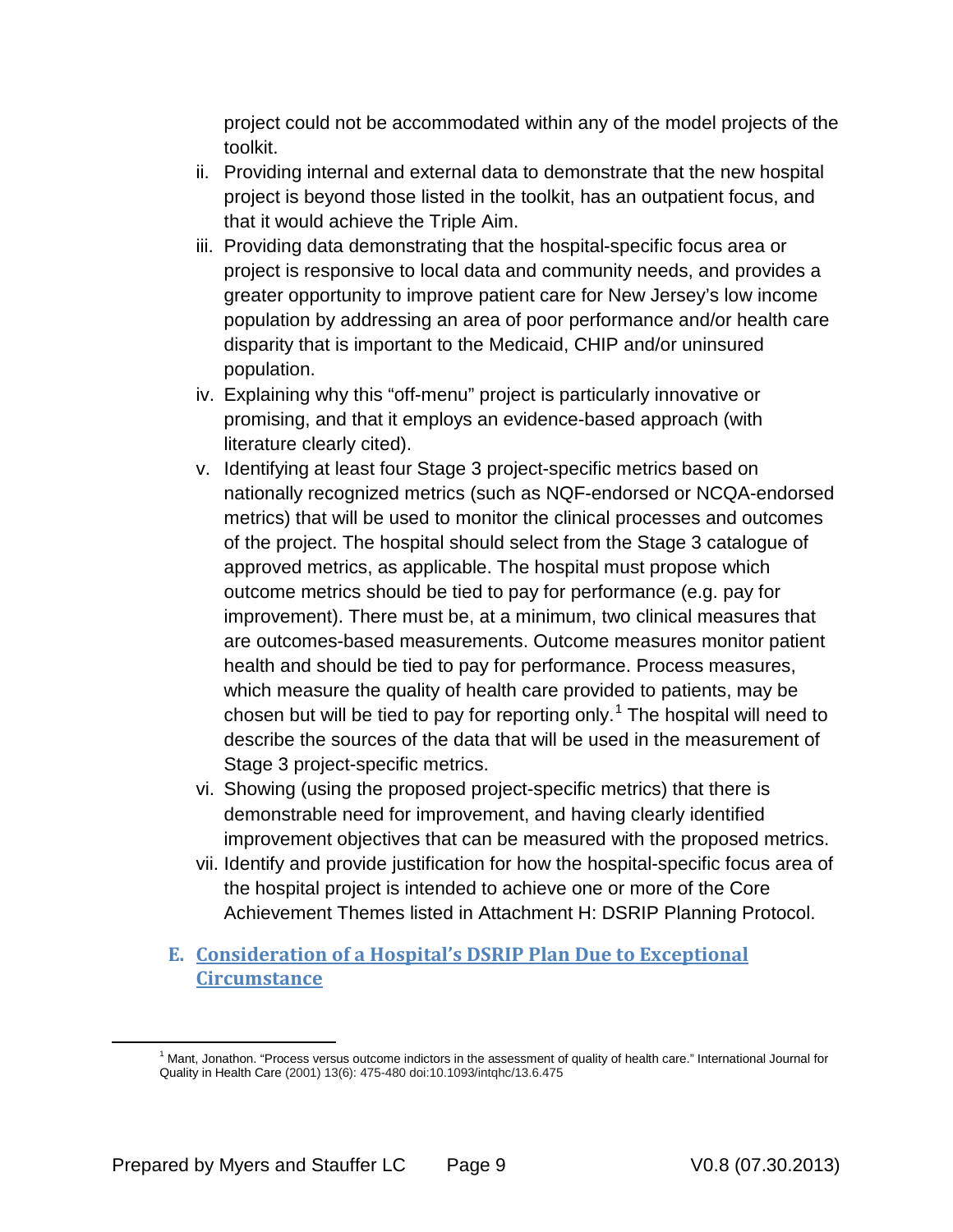project could not be accommodated within any of the model projects of the toolkit.

ii. Providing internal and external data to demonstrate that the new hospital project is beyond those listed in the toolkit, has an outpatient focus, and that it would achieve the Triple Aim.

iii. Providing data demonstrating that the hospital-specific focus area or project is responsive to local data and community needs, and provides a greater opportunity to improve patient care for New Jersey's low income population by addressing an area of poor performance and/or health care disparity that is important to the Medicaid, CHIP and/or uninsured population.

iv. Explaining why this "off-menu" project is particularly innovative or promising, and that it employs an evidence-based approach (with literature clearly cited).

v. Identifying at least four Stage 3 project-specific metrics based on nationally recognized metrics (such as NQF-endorsed or NCQA-endorsed metrics) that will be used to monitor the clinical processes and outcomes of the project. The hospital should select from the Stage 3 catalogue of approved metrics, as applicable. The hospital must propose which outcome metrics should be tied to pay for performance (e.g. pay for improvement). There must be, at a minimum, two clinical measures that are outcomes-based measurements. Outcome measures monitor patient health and should be tied to pay for performance. Process measures, which measure the quality of health care provided to patients, may be chosen but will be tied to pay for reporting only.[1] The hospital will need to describe the sources of the data that will be used in the measurement of Stage 3 project-specific metrics.

vi. Showing (using the proposed project-specific metrics) that there is demonstrable need for improvement, and having clearly identified improvement objectives that can be measured with the proposed metrics.

vii. Identify and provide justification for how the hospital-specific focus area of the hospital project is intended to achieve one or more of the Core Achievement Themes listed in Attachment H: DSRIP Planning Protocol.

## E. Consideration of a Hospital's DSRIP Plan Due to Exceptional Circumstance

[1] Mant, Jonathon. "Process versus outcome indictors in the assessment of quality of health care." International Journal for Quality in Health Care (2001) 13(6): 475-480 doi:10.1093/intqhc/13.6.475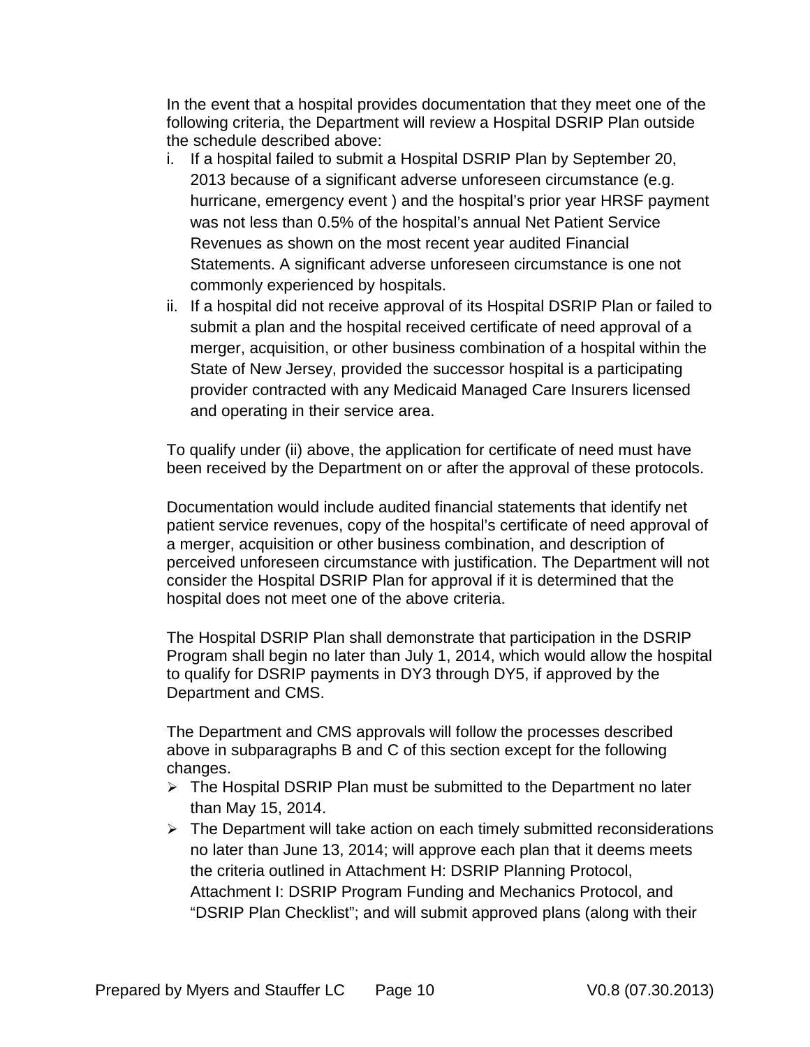In the event that a hospital provides documentation that they meet one of the following criteria, the Department will review a Hospital DSRIP Plan outside the schedule described above:

i. If a hospital failed to submit a Hospital DSRIP Plan by September 20, 2013 because of a significant adverse unforeseen circumstance (e.g. hurricane, emergency event ) and the hospital's prior year HRSF payment was not less than 0.5% of the hospital's annual Net Patient Service Revenues as shown on the most recent year audited Financial Statements. A significant adverse unforeseen circumstance is one not commonly experienced by hospitals.
ii. If a hospital did not receive approval of its Hospital DSRIP Plan or failed to submit a plan and the hospital received certificate of need approval of a merger, acquisition, or other business combination of a hospital within the State of New Jersey, provided the successor hospital is a participating provider contracted with any Medicaid Managed Care Insurers licensed and operating in their service area.

To qualify under (ii) above, the application for certificate of need must have been received by the Department on or after the approval of these protocols.

Documentation would include audited financial statements that identify net patient service revenues, copy of the hospital's certificate of need approval of a merger, acquisition or other business combination, and description of perceived unforeseen circumstance with justification. The Department will not consider the Hospital DSRIP Plan for approval if it is determined that the hospital does not meet one of the above criteria.

The Hospital DSRIP Plan shall demonstrate that participation in the DSRIP Program shall begin no later than July 1, 2014, which would allow the hospital to qualify for DSRIP payments in DY3 through DY5, if approved by the Department and CMS.

The Department and CMS approvals will follow the processes described above in subparagraphs B and C of this section except for the following changes.

- The Hospital DSRIP Plan must be submitted to the Department no later than May 15, 2014.
- The Department will take action on each timely submitted reconsiderations no later than June 13, 2014; will approve each plan that it deems meets the criteria outlined in Attachment H: DSRIP Planning Protocol, Attachment I: DSRIP Program Funding and Mechanics Protocol, and "DSRIP Plan Checklist"; and will submit approved plans (along with their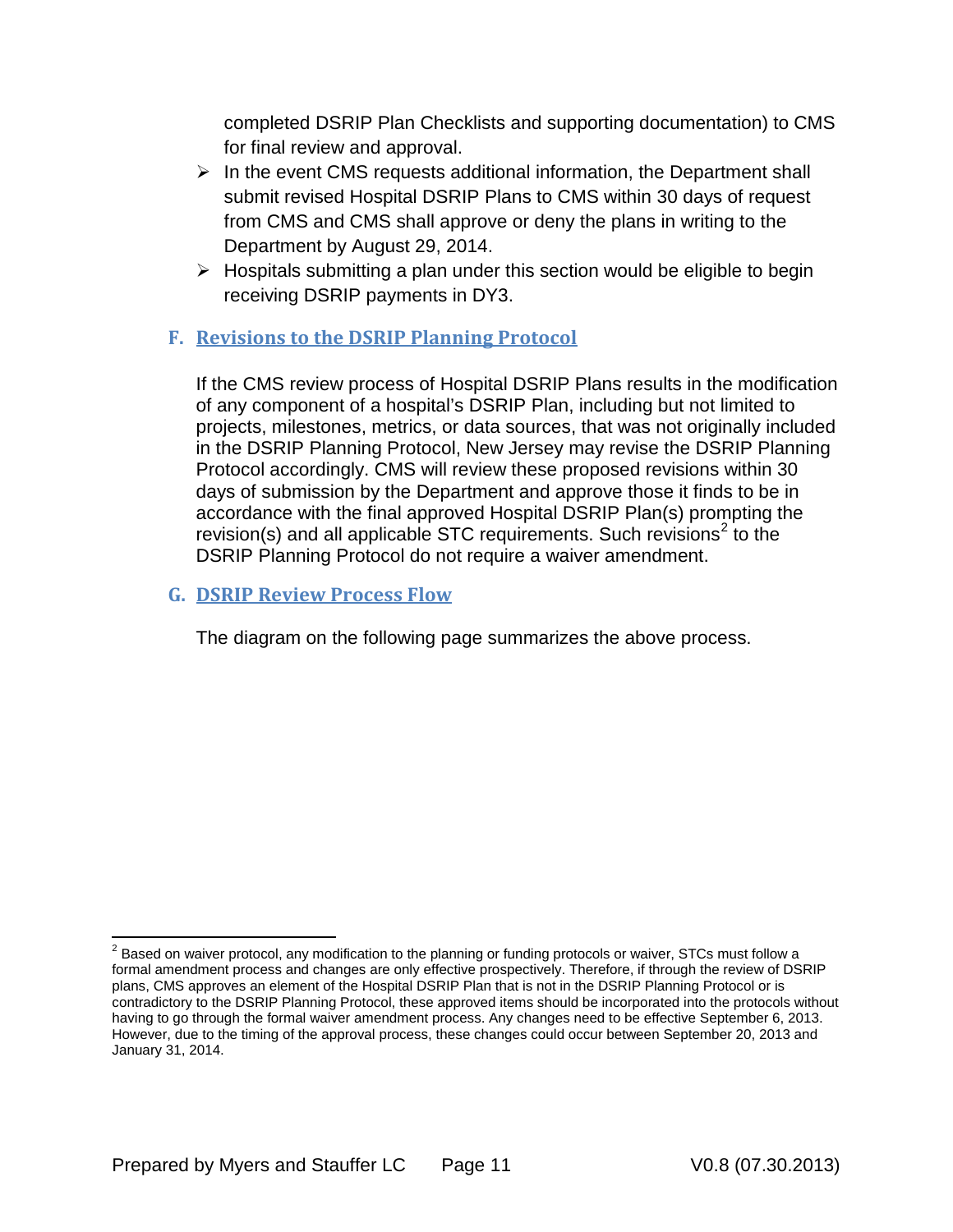completed DSRIP Plan Checklists and supporting documentation) to CMS for final review and approval.

- In the event CMS requests additional information, the Department shall submit revised Hospital DSRIP Plans to CMS within 30 days of request from CMS and CMS shall approve or deny the plans in writing to the Department by August 29, 2014.
- Hospitals submitting a plan under this section would be eligible to begin receiving DSRIP payments in DY3.

## F. Revisions to the DSRIP Planning Protocol

If the CMS review process of Hospital DSRIP Plans results in the modification of any component of a hospital's DSRIP Plan, including but not limited to projects, milestones, metrics, or data sources, that was not originally included in the DSRIP Planning Protocol, New Jersey may revise the DSRIP Planning Protocol accordingly. CMS will review these proposed revisions within 30 days of submission by the Department and approve those it finds to be in accordance with the final approved Hospital DSRIP Plan(s) prompting the revision(s) and all applicable STC requirements. Such revisions[2] to the DSRIP Planning Protocol do not require a waiver amendment.

## G. DSRIP Review Process Flow

The diagram on the following page summarizes the above process.

[2] Based on waiver protocol, any modification to the planning or funding protocols or waiver, STCs must follow a formal amendment process and changes are only effective prospectively. Therefore, if through the review of DSRIP plans, CMS approves an element of the Hospital DSRIP Plan that is not in the DSRIP Planning Protocol or is contradictory to the DSRIP Planning Protocol, these approved items should be incorporated into the protocols without having to go through the formal waiver amendment process. Any changes need to be effective September 6, 2013. However, due to the timing of the approval process, these changes could occur between September 20, 2013 and January 31, 2014.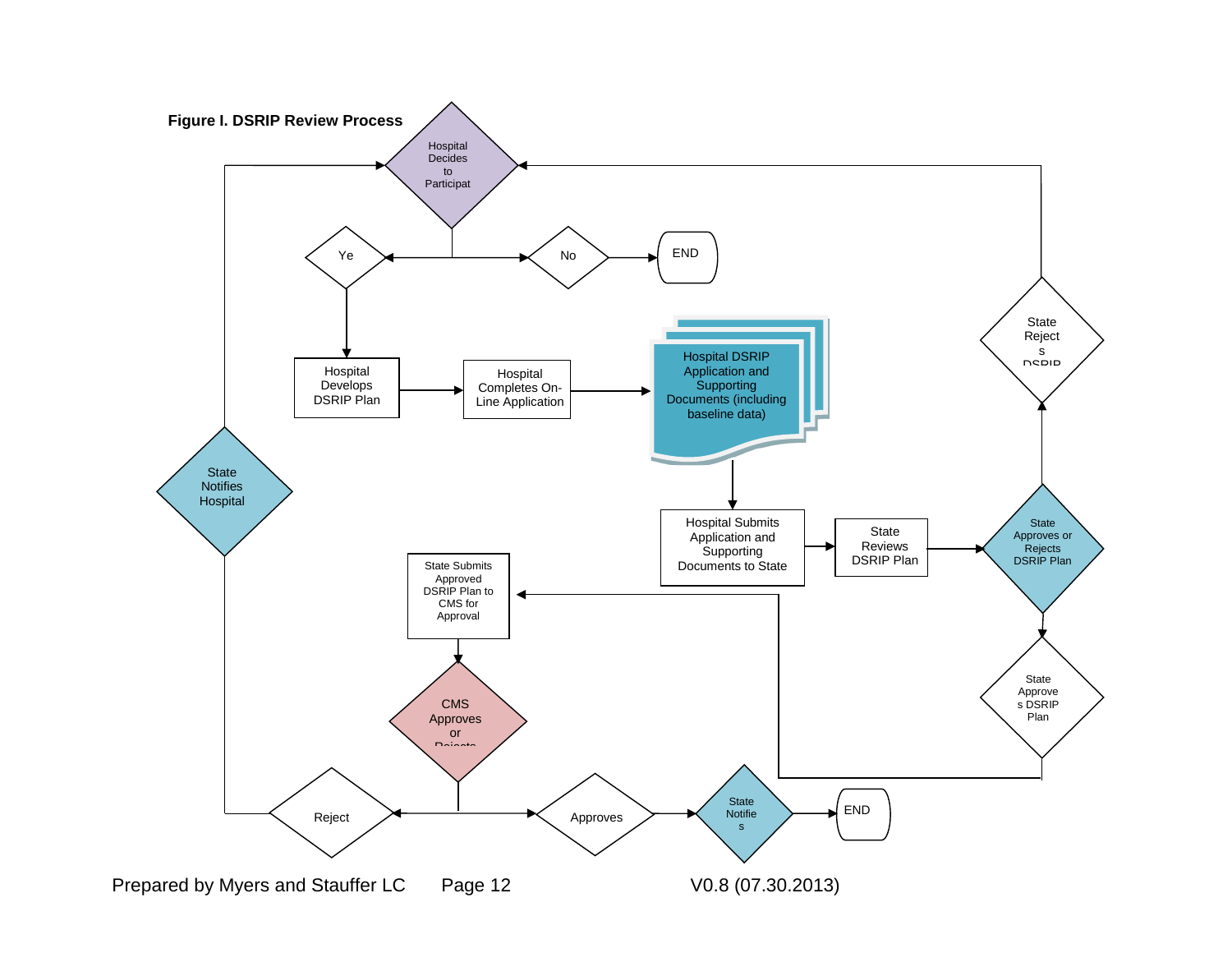**Figure I. DSRIP Review Process**

Hospital Decides to Participat

Ye

No

END

Hospital Develops DSRIP Plan

Hospital Completes On-Line Application

Hospital DSRIP Application and Supporting Documents (including baseline data)

Hospital Submits Application and Supporting Documents to State

State Reviews DSRIP Plan

State Approves or Rejects DSRIP Plan

State Rejects DSRIP

State Approves DSRIP Plan

State Submits Approved DSRIP Plan to CMS for Approval

CMS Approves or Rejects

Reject

Approves

State Notifies

END

State Notifies Hospital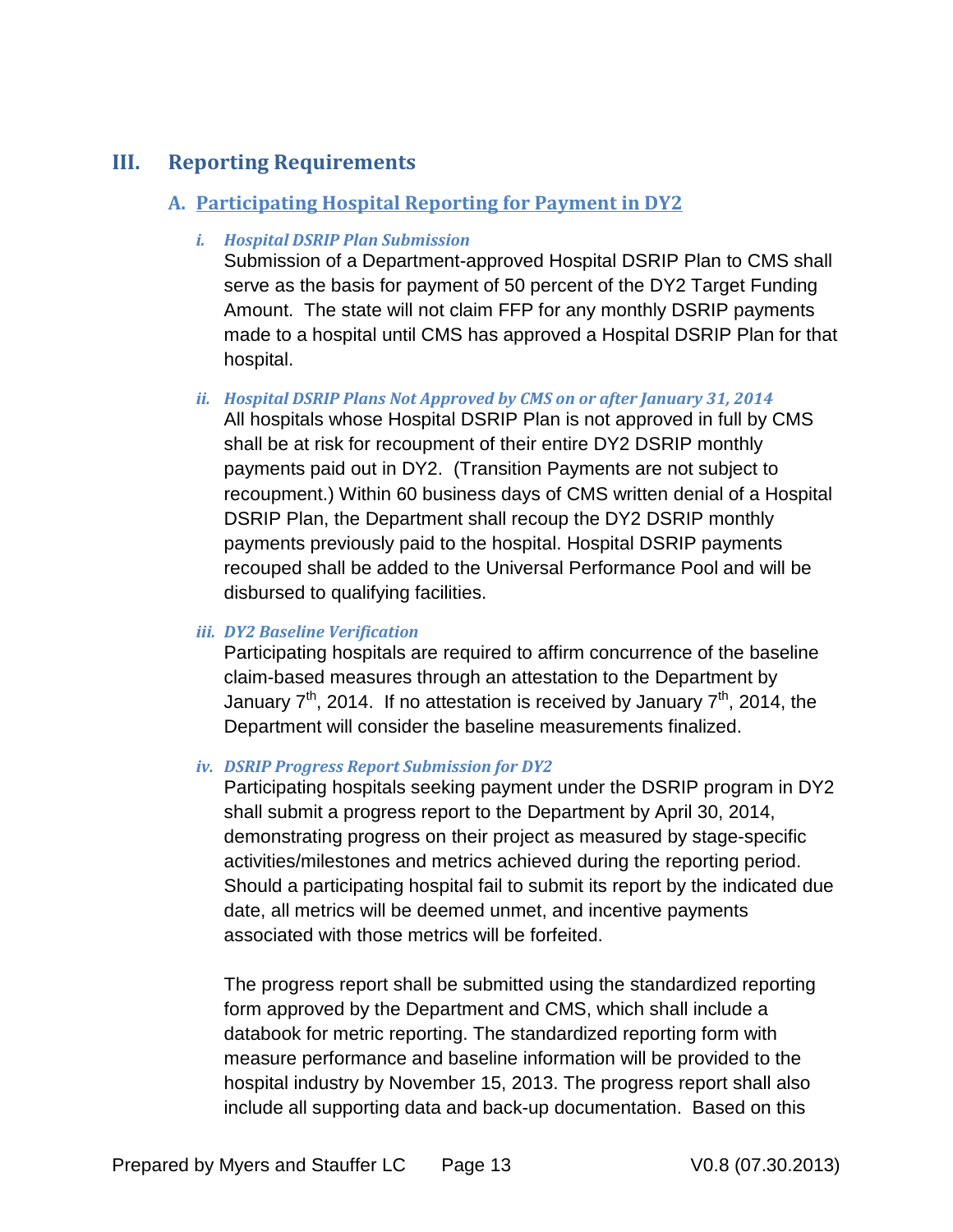## III. Reporting Requirements

### A. Participating Hospital Reporting for Payment in DY2

#### *i. Hospital DSRIP Plan Submission*

Submission of a Department-approved Hospital DSRIP Plan to CMS shall serve as the basis for payment of 50 percent of the DY2 Target Funding Amount. The state will not claim FFP for any monthly DSRIP payments made to a hospital until CMS has approved a Hospital DSRIP Plan for that hospital.

#### *ii. Hospital DSRIP Plans Not Approved by CMS on or after January 31, 2014*

All hospitals whose Hospital DSRIP Plan is not approved in full by CMS shall be at risk for recoupment of their entire DY2 DSRIP monthly payments paid out in DY2. (Transition Payments are not subject to recoupment.) Within 60 business days of CMS written denial of a Hospital DSRIP Plan, the Department shall recoup the DY2 DSRIP monthly payments previously paid to the hospital. Hospital DSRIP payments recouped shall be added to the Universal Performance Pool and will be disbursed to qualifying facilities.

#### *iii. DY2 Baseline Verification*

Participating hospitals are required to affirm concurrence of the baseline claim-based measures through an attestation to the Department by January 7th, 2014. If no attestation is received by January 7th, 2014, the Department will consider the baseline measurements finalized.

#### *iv. DSRIP Progress Report Submission for DY2*

Participating hospitals seeking payment under the DSRIP program in DY2 shall submit a progress report to the Department by April 30, 2014, demonstrating progress on their project as measured by stage-specific activities/milestones and metrics achieved during the reporting period. Should a participating hospital fail to submit its report by the indicated due date, all metrics will be deemed unmet, and incentive payments associated with those metrics will be forfeited.

The progress report shall be submitted using the standardized reporting form approved by the Department and CMS, which shall include a databook for metric reporting. The standardized reporting form with measure performance and baseline information will be provided to the hospital industry by November 15, 2013. The progress report shall also include all supporting data and back-up documentation. Based on this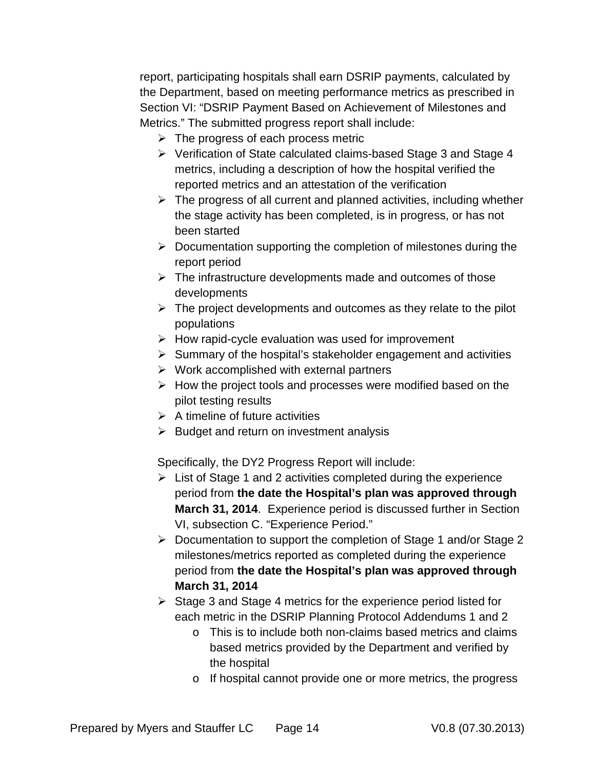report, participating hospitals shall earn DSRIP payments, calculated by the Department, based on meeting performance metrics as prescribed in Section VI: "DSRIP Payment Based on Achievement of Milestones and Metrics." The submitted progress report shall include:

- The progress of each process metric
- Verification of State calculated claims-based Stage 3 and Stage 4 metrics, including a description of how the hospital verified the reported metrics and an attestation of the verification
- The progress of all current and planned activities, including whether the stage activity has been completed, is in progress, or has not been started
- Documentation supporting the completion of milestones during the report period
- The infrastructure developments made and outcomes of those developments
- The project developments and outcomes as they relate to the pilot populations
- How rapid-cycle evaluation was used for improvement
- Summary of the hospital's stakeholder engagement and activities
- Work accomplished with external partners
- How the project tools and processes were modified based on the pilot testing results
- A timeline of future activities
- Budget and return on investment analysis

Specifically, the DY2 Progress Report will include:

- List of Stage 1 and 2 activities completed during the experience period from **the date the Hospital's plan was approved through March 31, 2014**. Experience period is discussed further in Section VI, subsection C. "Experience Period."
- Documentation to support the completion of Stage 1 and/or Stage 2 milestones/metrics reported as completed during the experience period from **the date the Hospital's plan was approved through March 31, 2014**
- Stage 3 and Stage 4 metrics for the experience period listed for each metric in the DSRIP Planning Protocol Addendums 1 and 2
  - This is to include both non-claims based metrics and claims based metrics provided by the Department and verified by the hospital
  - If hospital cannot provide one or more metrics, the progress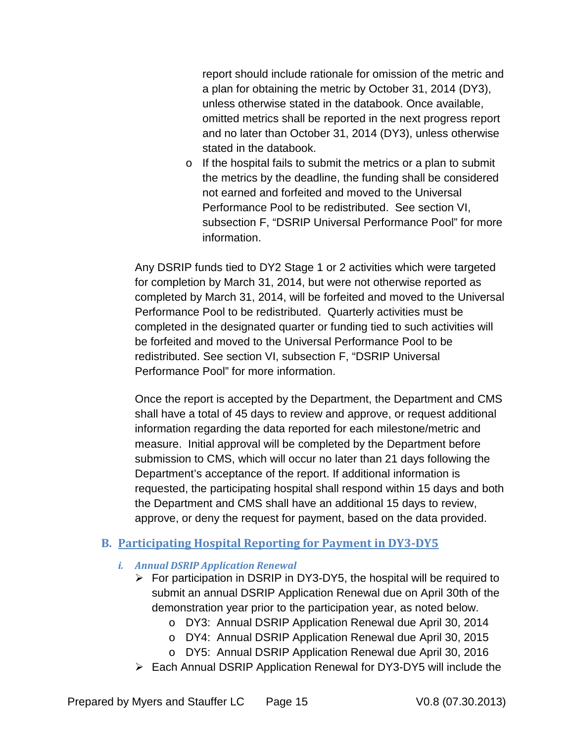report should include rationale for omission of the metric and a plan for obtaining the metric by October 31, 2014 (DY3), unless otherwise stated in the databook. Once available, omitted metrics shall be reported in the next progress report and no later than October 31, 2014 (DY3), unless otherwise stated in the databook.

- If the hospital fails to submit the metrics or a plan to submit the metrics by the deadline, the funding shall be considered not earned and forfeited and moved to the Universal Performance Pool to be redistributed. See section VI, subsection F, "DSRIP Universal Performance Pool" for more information.

Any DSRIP funds tied to DY2 Stage 1 or 2 activities which were targeted for completion by March 31, 2014, but were not otherwise reported as completed by March 31, 2014, will be forfeited and moved to the Universal Performance Pool to be redistributed. Quarterly activities must be completed in the designated quarter or funding tied to such activities will be forfeited and moved to the Universal Performance Pool to be redistributed. See section VI, subsection F, "DSRIP Universal Performance Pool" for more information.

Once the report is accepted by the Department, the Department and CMS shall have a total of 45 days to review and approve, or request additional information regarding the data reported for each milestone/metric and measure. Initial approval will be completed by the Department before submission to CMS, which will occur no later than 21 days following the Department's acceptance of the report. If additional information is requested, the participating hospital shall respond within 15 days and both the Department and CMS shall have an additional 15 days to review, approve, or deny the request for payment, based on the data provided.

## B. Participating Hospital Reporting for Payment in DY3-DY5

### *i. Annual DSRIP Application Renewal*

- For participation in DSRIP in DY3-DY5, the hospital will be required to submit an annual DSRIP Application Renewal due on April 30th of the demonstration year prior to the participation year, as noted below.
  - DY3: Annual DSRIP Application Renewal due April 30, 2014
  - DY4: Annual DSRIP Application Renewal due April 30, 2015
  - DY5: Annual DSRIP Application Renewal due April 30, 2016
- Each Annual DSRIP Application Renewal for DY3-DY5 will include the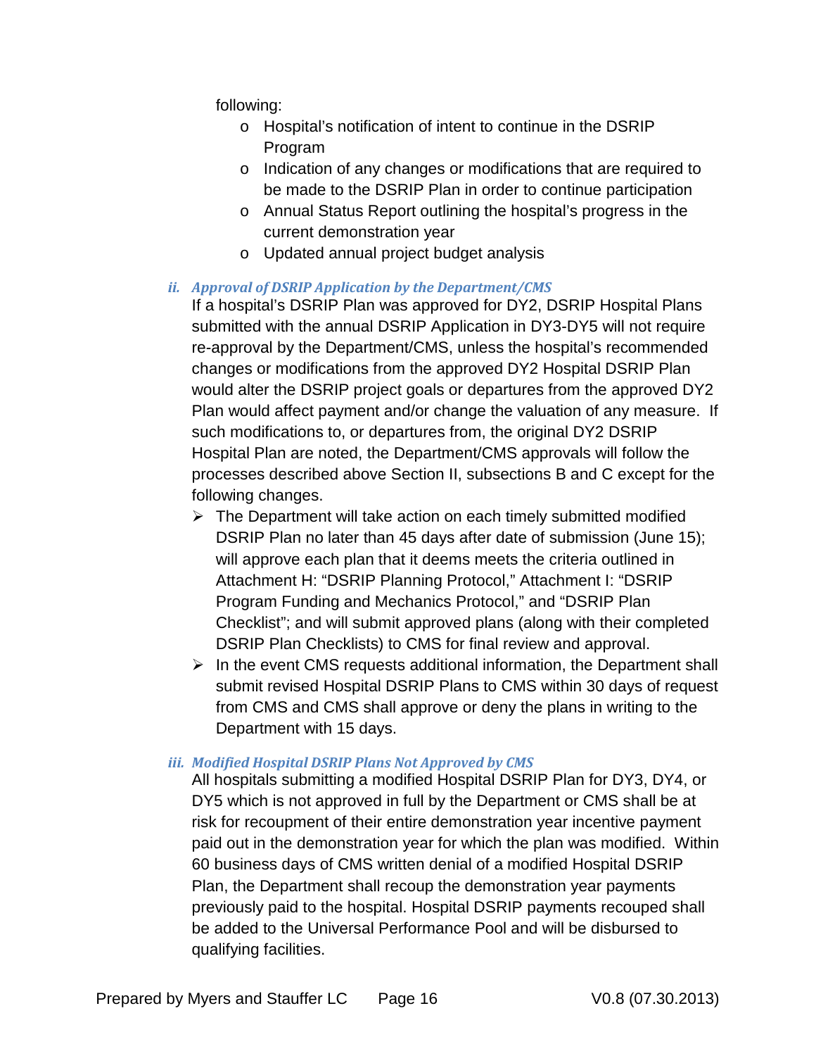following:

- Hospital's notification of intent to continue in the DSRIP Program
- Indication of any changes or modifications that are required to be made to the DSRIP Plan in order to continue participation
- Annual Status Report outlining the hospital's progress in the current demonstration year
- Updated annual project budget analysis

#### *ii. Approval of DSRIP Application by the Department/CMS*

If a hospital's DSRIP Plan was approved for DY2, DSRIP Hospital Plans submitted with the annual DSRIP Application in DY3-DY5 will not require re-approval by the Department/CMS, unless the hospital's recommended changes or modifications from the approved DY2 Hospital DSRIP Plan would alter the DSRIP project goals or departures from the approved DY2 Plan would affect payment and/or change the valuation of any measure. If such modifications to, or departures from, the original DY2 DSRIP Hospital Plan are noted, the Department/CMS approvals will follow the processes described above Section II, subsections B and C except for the following changes.

- The Department will take action on each timely submitted modified DSRIP Plan no later than 45 days after date of submission (June 15); will approve each plan that it deems meets the criteria outlined in Attachment H: "DSRIP Planning Protocol," Attachment I: "DSRIP Program Funding and Mechanics Protocol," and "DSRIP Plan Checklist"; and will submit approved plans (along with their completed DSRIP Plan Checklists) to CMS for final review and approval.
- In the event CMS requests additional information, the Department shall submit revised Hospital DSRIP Plans to CMS within 30 days of request from CMS and CMS shall approve or deny the plans in writing to the Department with 15 days.

#### *iii. Modified Hospital DSRIP Plans Not Approved by CMS*

All hospitals submitting a modified Hospital DSRIP Plan for DY3, DY4, or DY5 which is not approved in full by the Department or CMS shall be at risk for recoupment of their entire demonstration year incentive payment paid out in the demonstration year for which the plan was modified. Within 60 business days of CMS written denial of a modified Hospital DSRIP Plan, the Department shall recoup the demonstration year payments previously paid to the hospital. Hospital DSRIP payments recouped shall be added to the Universal Performance Pool and will be disbursed to qualifying facilities.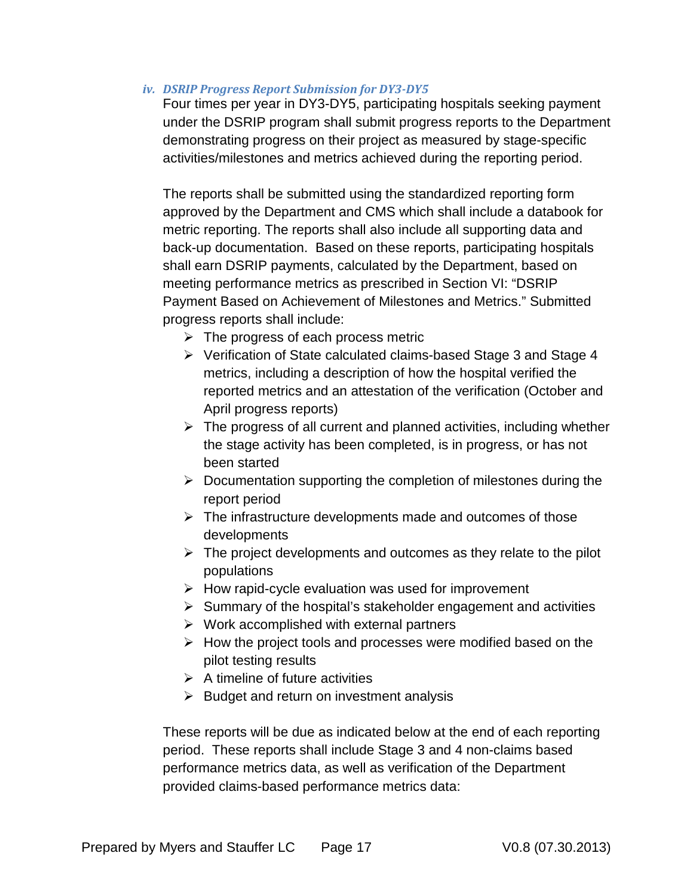#### *iv. DSRIP Progress Report Submission for DY3-DY5*

Four times per year in DY3-DY5, participating hospitals seeking payment under the DSRIP program shall submit progress reports to the Department demonstrating progress on their project as measured by stage-specific activities/milestones and metrics achieved during the reporting period.

The reports shall be submitted using the standardized reporting form approved by the Department and CMS which shall include a databook for metric reporting. The reports shall also include all supporting data and back-up documentation. Based on these reports, participating hospitals shall earn DSRIP payments, calculated by the Department, based on meeting performance metrics as prescribed in Section VI: "DSRIP Payment Based on Achievement of Milestones and Metrics." Submitted progress reports shall include:

- The progress of each process metric
- Verification of State calculated claims-based Stage 3 and Stage 4 metrics, including a description of how the hospital verified the reported metrics and an attestation of the verification (October and April progress reports)
- The progress of all current and planned activities, including whether the stage activity has been completed, is in progress, or has not been started
- Documentation supporting the completion of milestones during the report period
- The infrastructure developments made and outcomes of those developments
- The project developments and outcomes as they relate to the pilot populations
- How rapid-cycle evaluation was used for improvement
- Summary of the hospital's stakeholder engagement and activities
- Work accomplished with external partners
- How the project tools and processes were modified based on the pilot testing results
- A timeline of future activities
- Budget and return on investment analysis

These reports will be due as indicated below at the end of each reporting period. These reports shall include Stage 3 and 4 non-claims based performance metrics data, as well as verification of the Department provided claims-based performance metrics data: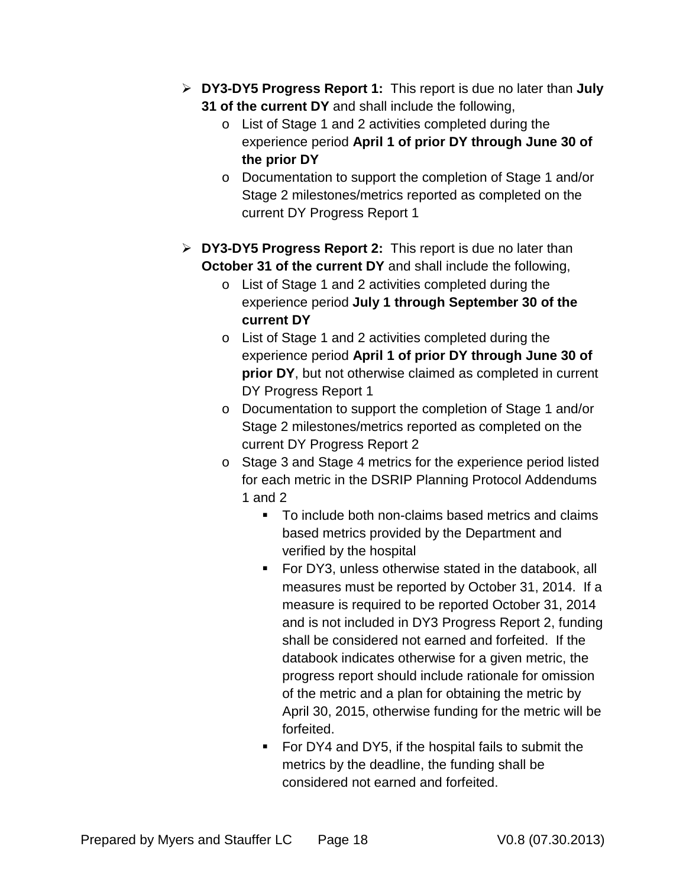- **DY3-DY5 Progress Report 1:** This report is due no later than **July 31 of the current DY** and shall include the following,
  - List of Stage 1 and 2 activities completed during the experience period **April 1 of prior DY through June 30 of the prior DY**
  - Documentation to support the completion of Stage 1 and/or Stage 2 milestones/metrics reported as completed on the current DY Progress Report 1

- **DY3-DY5 Progress Report 2:** This report is due no later than **October 31 of the current DY** and shall include the following,
  - List of Stage 1 and 2 activities completed during the experience period **July 1 through September 30 of the current DY**
  - List of Stage 1 and 2 activities completed during the experience period **April 1 of prior DY through June 30 of prior DY**, but not otherwise claimed as completed in current DY Progress Report 1
  - Documentation to support the completion of Stage 1 and/or Stage 2 milestones/metrics reported as completed on the current DY Progress Report 2
  - Stage 3 and Stage 4 metrics for the experience period listed for each metric in the DSRIP Planning Protocol Addendums 1 and 2
    - To include both non-claims based metrics and claims based metrics provided by the Department and verified by the hospital
    - For DY3, unless otherwise stated in the databook, all measures must be reported by October 31, 2014. If a measure is required to be reported October 31, 2014 and is not included in DY3 Progress Report 2, funding shall be considered not earned and forfeited. If the databook indicates otherwise for a given metric, the progress report should include rationale for omission of the metric and a plan for obtaining the metric by April 30, 2015, otherwise funding for the metric will be forfeited.
    - For DY4 and DY5, if the hospital fails to submit the metrics by the deadline, the funding shall be considered not earned and forfeited.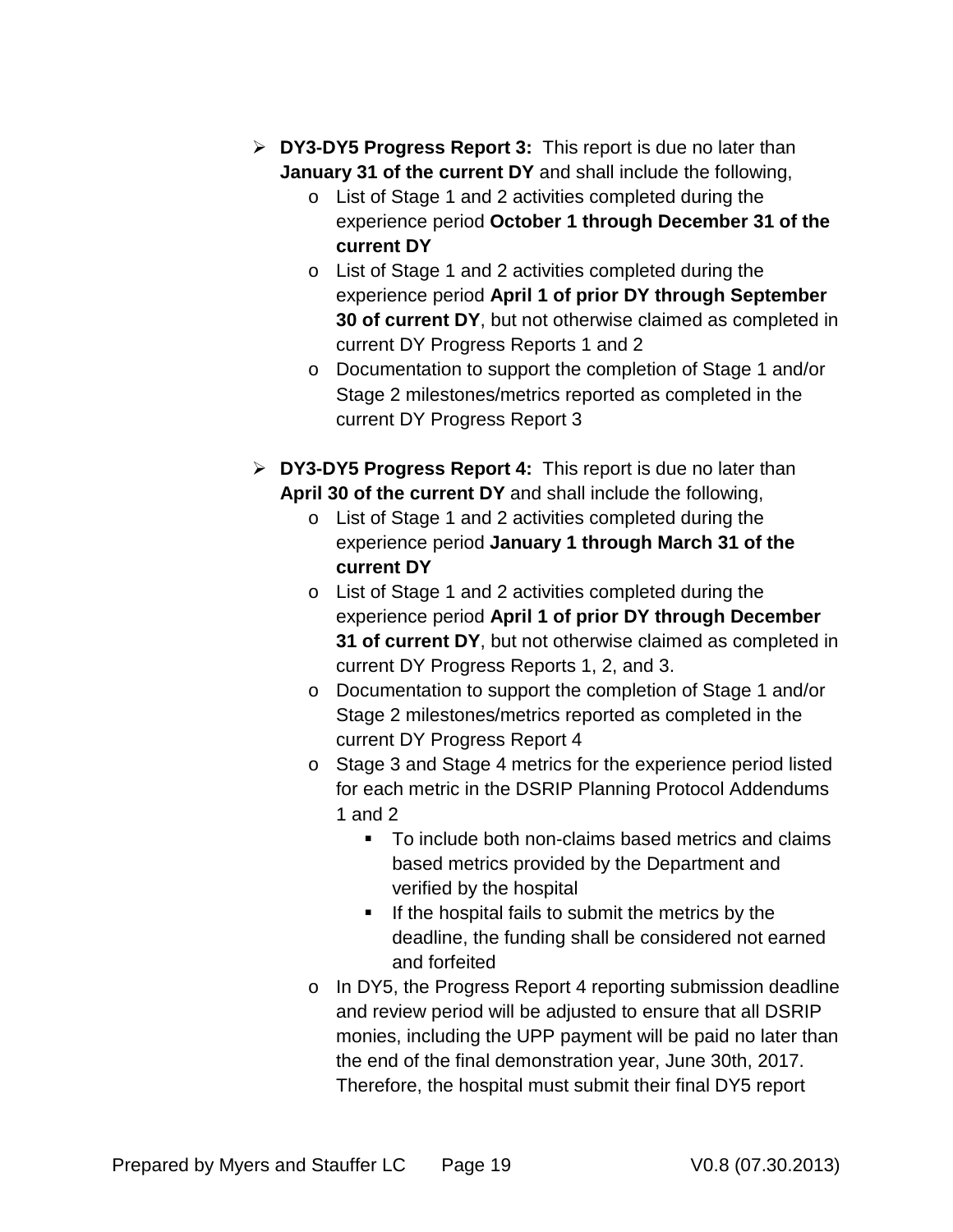- **DY3-DY5 Progress Report 3:** This report is due no later than **January 31 of the current DY** and shall include the following,
  - List of Stage 1 and 2 activities completed during the experience period **October 1 through December 31 of the current DY**
  - List of Stage 1 and 2 activities completed during the experience period **April 1 of prior DY through September 30 of current DY**, but not otherwise claimed as completed in current DY Progress Reports 1 and 2
  - Documentation to support the completion of Stage 1 and/or Stage 2 milestones/metrics reported as completed in the current DY Progress Report 3

- **DY3-DY5 Progress Report 4:** This report is due no later than **April 30 of the current DY** and shall include the following,
  - List of Stage 1 and 2 activities completed during the experience period **January 1 through March 31 of the current DY**
  - List of Stage 1 and 2 activities completed during the experience period **April 1 of prior DY through December 31 of current DY**, but not otherwise claimed as completed in current DY Progress Reports 1, 2, and 3.
  - Documentation to support the completion of Stage 1 and/or Stage 2 milestones/metrics reported as completed in the current DY Progress Report 4
  - Stage 3 and Stage 4 metrics for the experience period listed for each metric in the DSRIP Planning Protocol Addendums 1 and 2
    - To include both non-claims based metrics and claims based metrics provided by the Department and verified by the hospital
    - If the hospital fails to submit the metrics by the deadline, the funding shall be considered not earned and forfeited
  - In DY5, the Progress Report 4 reporting submission deadline and review period will be adjusted to ensure that all DSRIP monies, including the UPP payment will be paid no later than the end of the final demonstration year, June 30th, 2017. Therefore, the hospital must submit their final DY5 report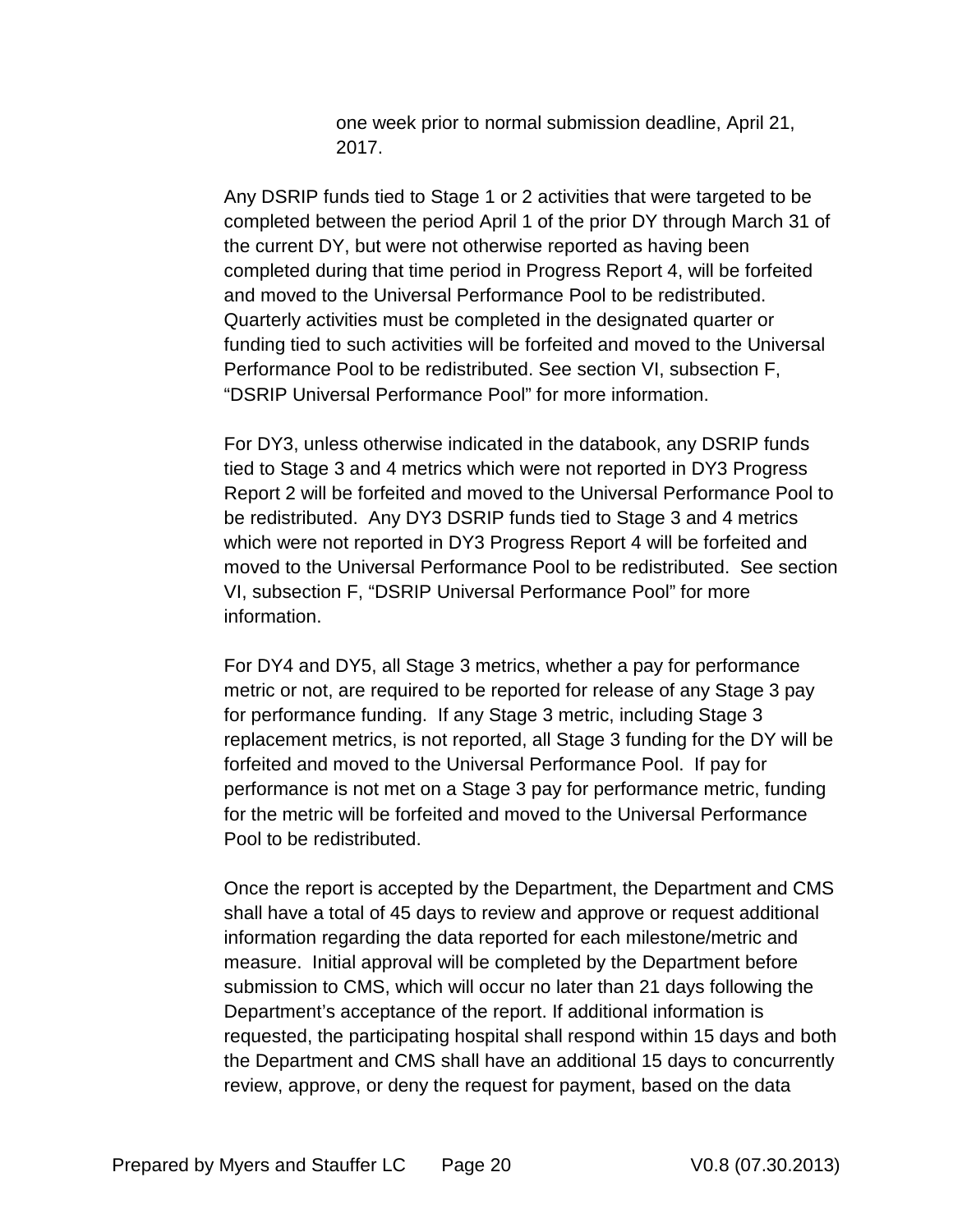one week prior to normal submission deadline, April 21, 2017.

Any DSRIP funds tied to Stage 1 or 2 activities that were targeted to be completed between the period April 1 of the prior DY through March 31 of the current DY, but were not otherwise reported as having been completed during that time period in Progress Report 4, will be forfeited and moved to the Universal Performance Pool to be redistributed. Quarterly activities must be completed in the designated quarter or funding tied to such activities will be forfeited and moved to the Universal Performance Pool to be redistributed. See section VI, subsection F, "DSRIP Universal Performance Pool" for more information.

For DY3, unless otherwise indicated in the databook, any DSRIP funds tied to Stage 3 and 4 metrics which were not reported in DY3 Progress Report 2 will be forfeited and moved to the Universal Performance Pool to be redistributed. Any DY3 DSRIP funds tied to Stage 3 and 4 metrics which were not reported in DY3 Progress Report 4 will be forfeited and moved to the Universal Performance Pool to be redistributed. See section VI, subsection F, "DSRIP Universal Performance Pool" for more information.

For DY4 and DY5, all Stage 3 metrics, whether a pay for performance metric or not, are required to be reported for release of any Stage 3 pay for performance funding. If any Stage 3 metric, including Stage 3 replacement metrics, is not reported, all Stage 3 funding for the DY will be forfeited and moved to the Universal Performance Pool. If pay for performance is not met on a Stage 3 pay for performance metric, funding for the metric will be forfeited and moved to the Universal Performance Pool to be redistributed.

Once the report is accepted by the Department, the Department and CMS shall have a total of 45 days to review and approve or request additional information regarding the data reported for each milestone/metric and measure. Initial approval will be completed by the Department before submission to CMS, which will occur no later than 21 days following the Department's acceptance of the report. If additional information is requested, the participating hospital shall respond within 15 days and both the Department and CMS shall have an additional 15 days to concurrently review, approve, or deny the request for payment, based on the data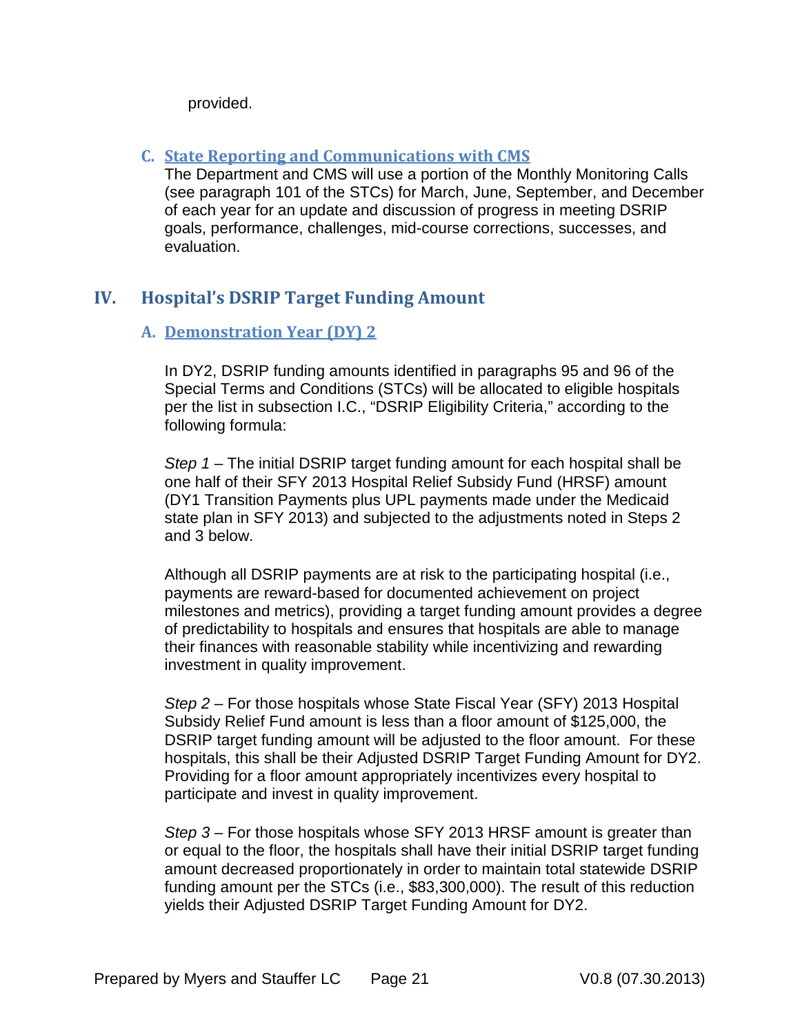provided.

### C. State Reporting and Communications with CMS

The Department and CMS will use a portion of the Monthly Monitoring Calls (see paragraph 101 of the STCs) for March, June, September, and December of each year for an update and discussion of progress in meeting DSRIP goals, performance, challenges, mid-course corrections, successes, and evaluation.

## IV. Hospital's DSRIP Target Funding Amount

### A. Demonstration Year (DY) 2

In DY2, DSRIP funding amounts identified in paragraphs 95 and 96 of the Special Terms and Conditions (STCs) will be allocated to eligible hospitals per the list in subsection I.C., "DSRIP Eligibility Criteria," according to the following formula:

*Step 1* – The initial DSRIP target funding amount for each hospital shall be one half of their SFY 2013 Hospital Relief Subsidy Fund (HRSF) amount (DY1 Transition Payments plus UPL payments made under the Medicaid state plan in SFY 2013) and subjected to the adjustments noted in Steps 2 and 3 below.

Although all DSRIP payments are at risk to the participating hospital (i.e., payments are reward-based for documented achievement on project milestones and metrics), providing a target funding amount provides a degree of predictability to hospitals and ensures that hospitals are able to manage their finances with reasonable stability while incentivizing and rewarding investment in quality improvement.

*Step 2* – For those hospitals whose State Fiscal Year (SFY) 2013 Hospital Subsidy Relief Fund amount is less than a floor amount of $125,000, the DSRIP target funding amount will be adjusted to the floor amount. For these hospitals, this shall be their Adjusted DSRIP Target Funding Amount for DY2. Providing for a floor amount appropriately incentivizes every hospital to participate and invest in quality improvement.

*Step 3* – For those hospitals whose SFY 2013 HRSF amount is greater than or equal to the floor, the hospitals shall have their initial DSRIP target funding amount decreased proportionately in order to maintain total statewide DSRIP funding amount per the STCs (i.e., $83,300,000). The result of this reduction yields their Adjusted DSRIP Target Funding Amount for DY2.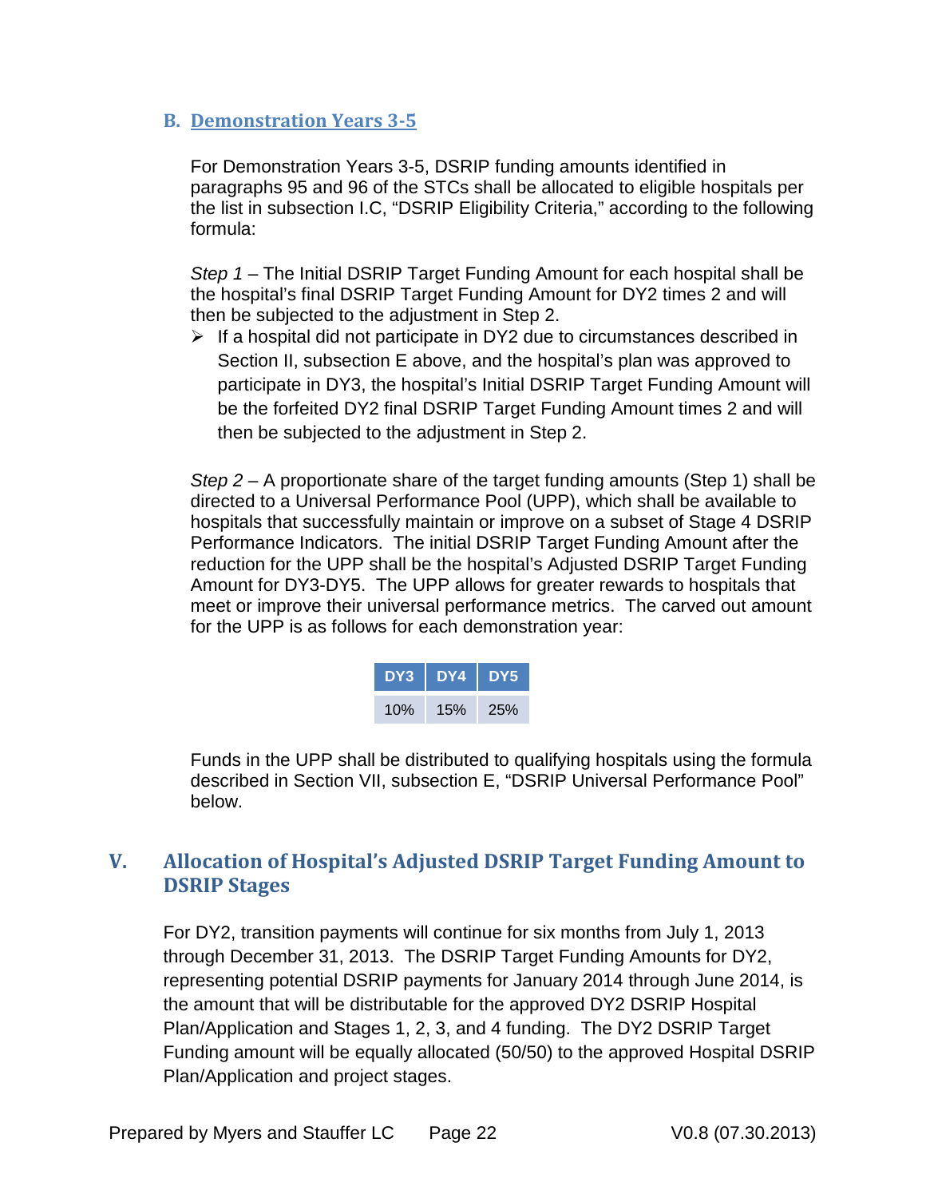### B. Demonstration Years 3-5

For Demonstration Years 3-5, DSRIP funding amounts identified in paragraphs 95 and 96 of the STCs shall be allocated to eligible hospitals per the list in subsection I.C, "DSRIP Eligibility Criteria," according to the following formula:

*Step 1* – The Initial DSRIP Target Funding Amount for each hospital shall be the hospital's final DSRIP Target Funding Amount for DY2 times 2 and will then be subjected to the adjustment in Step 2.

- If a hospital did not participate in DY2 due to circumstances described in Section II, subsection E above, and the hospital's plan was approved to participate in DY3, the hospital's Initial DSRIP Target Funding Amount will be the forfeited DY2 final DSRIP Target Funding Amount times 2 and will then be subjected to the adjustment in Step 2.

*Step 2* – A proportionate share of the target funding amounts (Step 1) shall be directed to a Universal Performance Pool (UPP), which shall be available to hospitals that successfully maintain or improve on a subset of Stage 4 DSRIP Performance Indicators. The initial DSRIP Target Funding Amount after the reduction for the UPP shall be the hospital's Adjusted DSRIP Target Funding Amount for DY3-DY5. The UPP allows for greater rewards to hospitals that meet or improve their universal performance metrics. The carved out amount for the UPP is as follows for each demonstration year:

| DY3 | DY4 | DY5 |
|---|---|---|
| 10% | 15% | 25% |

Funds in the UPP shall be distributed to qualifying hospitals using the formula described in Section VII, subsection E, "DSRIP Universal Performance Pool" below.

## V. Allocation of Hospital's Adjusted DSRIP Target Funding Amount to DSRIP Stages

For DY2, transition payments will continue for six months from July 1, 2013 through December 31, 2013. The DSRIP Target Funding Amounts for DY2, representing potential DSRIP payments for January 2014 through June 2014, is the amount that will be distributable for the approved DY2 DSRIP Hospital Plan/Application and Stages 1, 2, 3, and 4 funding. The DY2 DSRIP Target Funding amount will be equally allocated (50/50) to the approved Hospital DSRIP Plan/Application and project stages.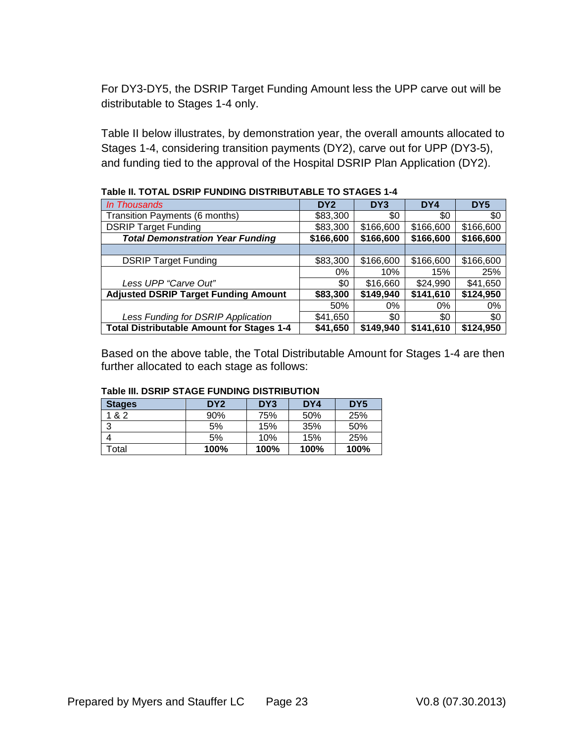For DY3-DY5, the DSRIP Target Funding Amount less the UPP carve out will be distributable to Stages 1-4 only.

Table II below illustrates, by demonstration year, the overall amounts allocated to Stages 1-4, considering transition payments (DY2), carve out for UPP (DY3-5), and funding tied to the approval of the Hospital DSRIP Plan Application (DY2).

**Table II. TOTAL DSRIP FUNDING DISTRIBUTABLE TO STAGES 1-4**

| *In Thousands* | DY2 | DY3 | DY4 | DY5 |
|---|---|---|---|---|
| Transition Payments (6 months) | $83,300 | $0 | $0 | $0 |
| DSRIP Target Funding | $83,300 | $166,600 | $166,600 | $166,600 |
| ***Total Demonstration Year Funding*** | **$166,600** | **$166,600** | **$166,600** | **$166,600** |
| | | | | |
| DSRIP Target Funding | $83,300 | $166,600 | $166,600 | $166,600 |
| | 0% | 10% | 15% | 25% |
| *Less UPP "Carve Out"* | $0 | $16,660 | $24,990 | $41,650 |
| **Adjusted DSRIP Target Funding Amount** | **$83,300** | **$149,940** | **$141,610** | **$124,950** |
| | 50% | 0% | 0% | 0% |
| *Less Funding for DSRIP Application* | $41,650 | $0 | $0 | $0 |
| **Total Distributable Amount for Stages 1-4** | **$41,650** | **$149,940** | **$141,610** | **$124,950** |

Based on the above table, the Total Distributable Amount for Stages 1-4 are then further allocated to each stage as follows:

**Table III. DSRIP STAGE FUNDING DISTRIBUTION**

| Stages | DY2 | DY3 | DY4 | DY5 |
|---|---|---|---|---|
| 1 & 2 | 90% | 75% | 50% | 25% |
| 3 | 5% | 15% | 35% | 50% |
| 4 | 5% | 10% | 15% | 25% |
| Total | **100%** | **100%** | **100%** | **100%** |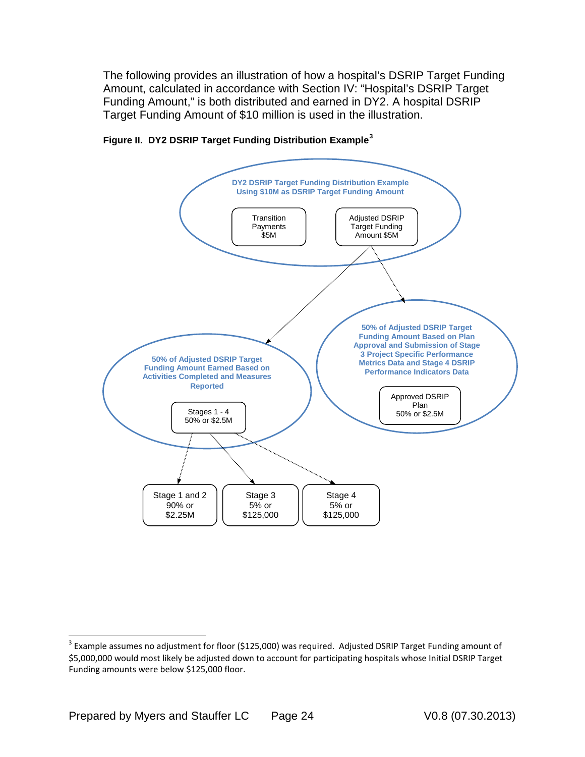The following provides an illustration of how a hospital's DSRIP Target Funding Amount, calculated in accordance with Section IV: "Hospital's DSRIP Target Funding Amount," is both distributed and earned in DY2. A hospital DSRIP Target Funding Amount of $10 million is used in the illustration.

**Figure II. DY2 DSRIP Target Funding Distribution Example**[3]

**DY2 DSRIP Target Funding Distribution Example Using $10M as DSRIP Target Funding Amount**

Transition Payments $5M

Adjusted DSRIP Target Funding Amount $5M

**50% of Adjusted DSRIP Target Funding Amount Earned Based on Activities Completed and Measures Reported**

Stages 1 - 4 50% or $2.5M

**50% of Adjusted DSRIP Target Funding Amount Based on Plan Approval and Submission of Stage 3 Project Specific Performance Metrics Data and Stage 4 DSRIP Performance Indicators Data**

Approved DSRIP Plan 50% or $2.5M

Stage 1 and 2 90% or $2.25M

Stage 3 5% or $125,000

Stage 4 5% or $125,000

---

[3] Example assumes no adjustment for floor ($125,000) was required. Adjusted DSRIP Target Funding amount of $5,000,000 would most likely be adjusted down to account for participating hospitals whose Initial DSRIP Target Funding amounts were below $125,000 floor.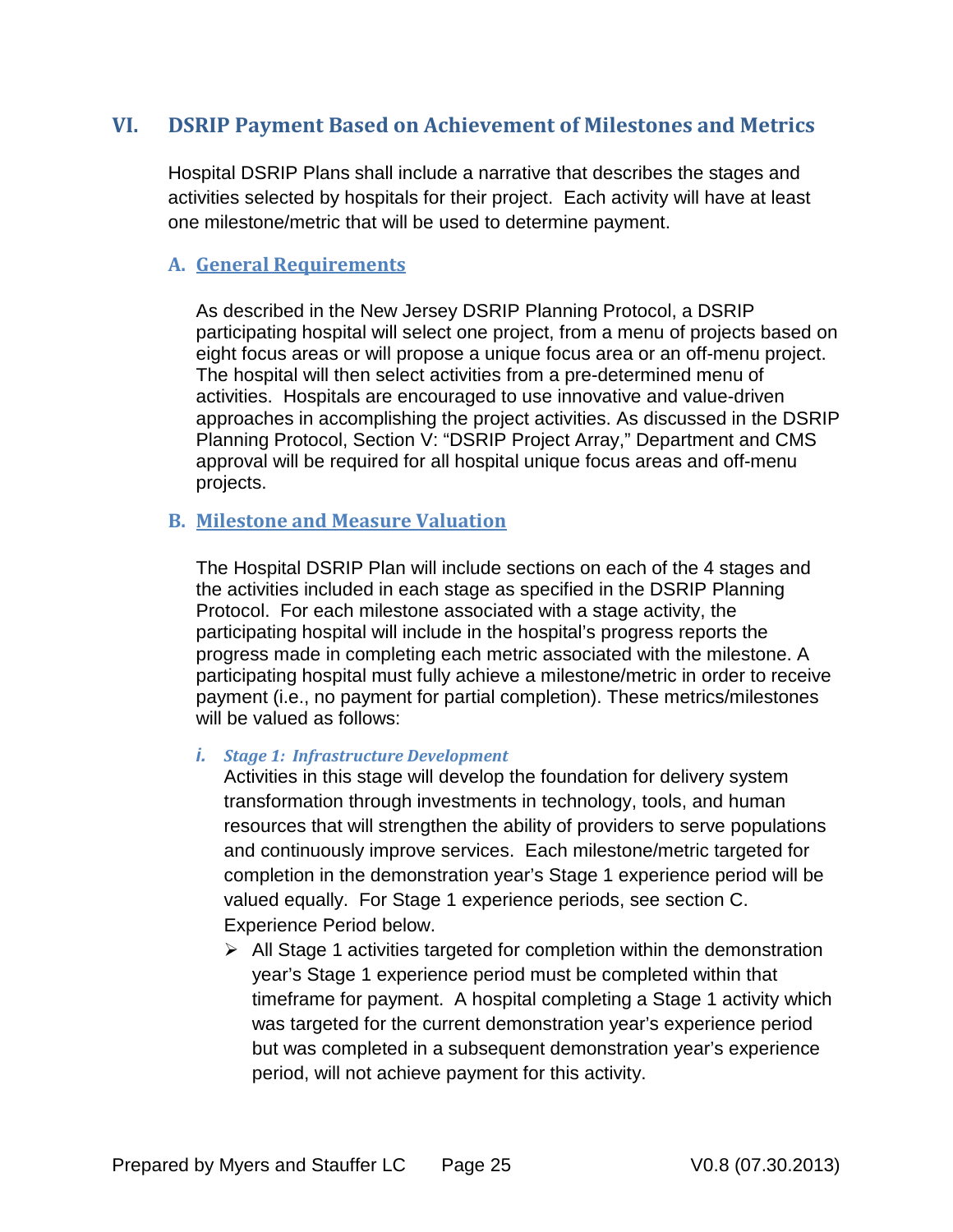## VI. DSRIP Payment Based on Achievement of Milestones and Metrics

Hospital DSRIP Plans shall include a narrative that describes the stages and activities selected by hospitals for their project. Each activity will have at least one milestone/metric that will be used to determine payment.

### A. General Requirements

As described in the New Jersey DSRIP Planning Protocol, a DSRIP participating hospital will select one project, from a menu of projects based on eight focus areas or will propose a unique focus area or an off-menu project. The hospital will then select activities from a pre-determined menu of activities. Hospitals are encouraged to use innovative and value-driven approaches in accomplishing the project activities. As discussed in the DSRIP Planning Protocol, Section V: "DSRIP Project Array," Department and CMS approval will be required for all hospital unique focus areas and off-menu projects.

### B. Milestone and Measure Valuation

The Hospital DSRIP Plan will include sections on each of the 4 stages and the activities included in each stage as specified in the DSRIP Planning Protocol. For each milestone associated with a stage activity, the participating hospital will include in the hospital's progress reports the progress made in completing each metric associated with the milestone. A participating hospital must fully achieve a milestone/metric in order to receive payment (i.e., no payment for partial completion). These metrics/milestones will be valued as follows:

#### *i. Stage 1: Infrastructure Development*

Activities in this stage will develop the foundation for delivery system transformation through investments in technology, tools, and human resources that will strengthen the ability of providers to serve populations and continuously improve services. Each milestone/metric targeted for completion in the demonstration year's Stage 1 experience period will be valued equally. For Stage 1 experience periods, see section C. Experience Period below.

- All Stage 1 activities targeted for completion within the demonstration year's Stage 1 experience period must be completed within that timeframe for payment. A hospital completing a Stage 1 activity which was targeted for the current demonstration year's experience period but was completed in a subsequent demonstration year's experience period, will not achieve payment for this activity.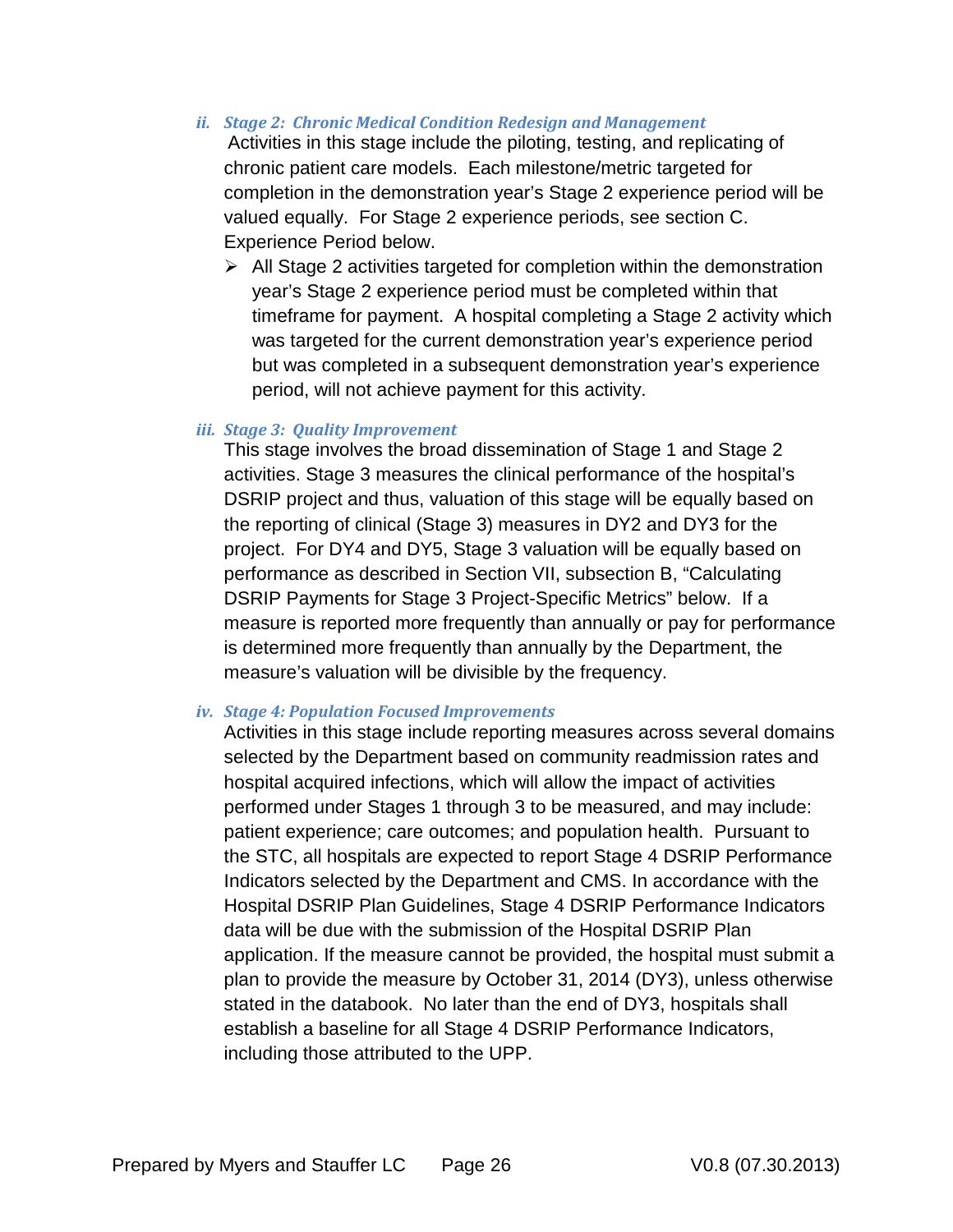### *ii. Stage 2: Chronic Medical Condition Redesign and Management*

Activities in this stage include the piloting, testing, and replicating of chronic patient care models. Each milestone/metric targeted for completion in the demonstration year's Stage 2 experience period will be valued equally. For Stage 2 experience periods, see section C. Experience Period below.

- All Stage 2 activities targeted for completion within the demonstration year's Stage 2 experience period must be completed within that timeframe for payment. A hospital completing a Stage 2 activity which was targeted for the current demonstration year's experience period but was completed in a subsequent demonstration year's experience period, will not achieve payment for this activity.

### *iii. Stage 3: Quality Improvement*

This stage involves the broad dissemination of Stage 1 and Stage 2 activities. Stage 3 measures the clinical performance of the hospital's DSRIP project and thus, valuation of this stage will be equally based on the reporting of clinical (Stage 3) measures in DY2 and DY3 for the project. For DY4 and DY5, Stage 3 valuation will be equally based on performance as described in Section VII, subsection B, "Calculating DSRIP Payments for Stage 3 Project-Specific Metrics" below. If a measure is reported more frequently than annually or pay for performance is determined more frequently than annually by the Department, the measure's valuation will be divisible by the frequency.

### *iv. Stage 4: Population Focused Improvements*

Activities in this stage include reporting measures across several domains selected by the Department based on community readmission rates and hospital acquired infections, which will allow the impact of activities performed under Stages 1 through 3 to be measured, and may include: patient experience; care outcomes; and population health. Pursuant to the STC, all hospitals are expected to report Stage 4 DSRIP Performance Indicators selected by the Department and CMS. In accordance with the Hospital DSRIP Plan Guidelines, Stage 4 DSRIP Performance Indicators data will be due with the submission of the Hospital DSRIP Plan application. If the measure cannot be provided, the hospital must submit a plan to provide the measure by October 31, 2014 (DY3), unless otherwise stated in the databook. No later than the end of DY3, hospitals shall establish a baseline for all Stage 4 DSRIP Performance Indicators, including those attributed to the UPP.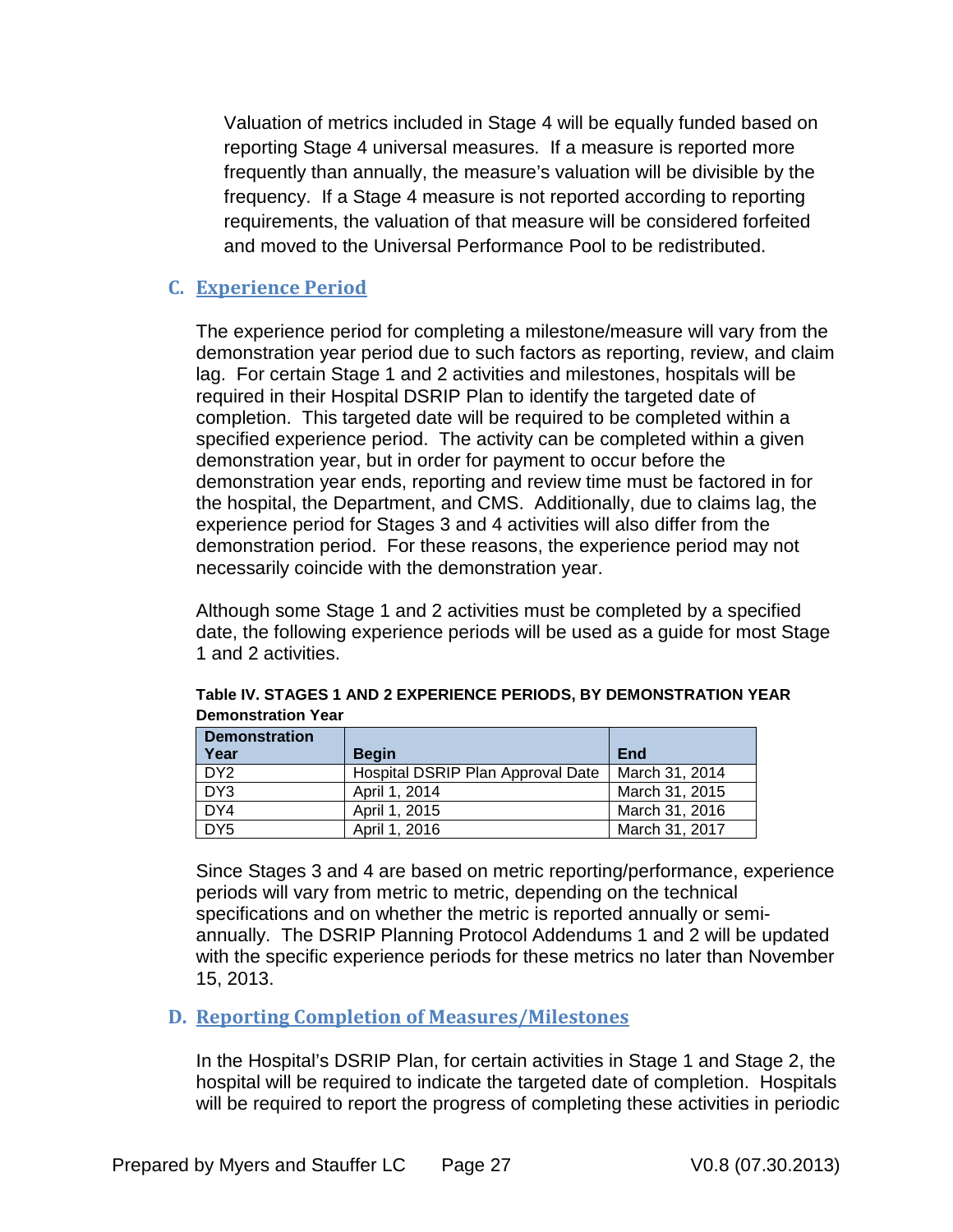Valuation of metrics included in Stage 4 will be equally funded based on reporting Stage 4 universal measures. If a measure is reported more frequently than annually, the measure's valuation will be divisible by the frequency. If a Stage 4 measure is not reported according to reporting requirements, the valuation of that measure will be considered forfeited and moved to the Universal Performance Pool to be redistributed.

## C. Experience Period

The experience period for completing a milestone/measure will vary from the demonstration year period due to such factors as reporting, review, and claim lag. For certain Stage 1 and 2 activities and milestones, hospitals will be required in their Hospital DSRIP Plan to identify the targeted date of completion. This targeted date will be required to be completed within a specified experience period. The activity can be completed within a given demonstration year, but in order for payment to occur before the demonstration year ends, reporting and review time must be factored in for the hospital, the Department, and CMS. Additionally, due to claims lag, the experience period for Stages 3 and 4 activities will also differ from the demonstration period. For these reasons, the experience period may not necessarily coincide with the demonstration year.

Although some Stage 1 and 2 activities must be completed by a specified date, the following experience periods will be used as a guide for most Stage 1 and 2 activities.

**Table IV. STAGES 1 AND 2 EXPERIENCE PERIODS, BY DEMONSTRATION YEAR**
**Demonstration Year**

| Demonstration Year | Begin | End |
|---|---|---|
| DY2 | Hospital DSRIP Plan Approval Date | March 31, 2014 |
| DY3 | April 1, 2014 | March 31, 2015 |
| DY4 | April 1, 2015 | March 31, 2016 |
| DY5 | April 1, 2016 | March 31, 2017 |

Since Stages 3 and 4 are based on metric reporting/performance, experience periods will vary from metric to metric, depending on the technical specifications and on whether the metric is reported annually or semi-annually. The DSRIP Planning Protocol Addendums 1 and 2 will be updated with the specific experience periods for these metrics no later than November 15, 2013.

## D. Reporting Completion of Measures/Milestones

In the Hospital's DSRIP Plan, for certain activities in Stage 1 and Stage 2, the hospital will be required to indicate the targeted date of completion. Hospitals will be required to report the progress of completing these activities in periodic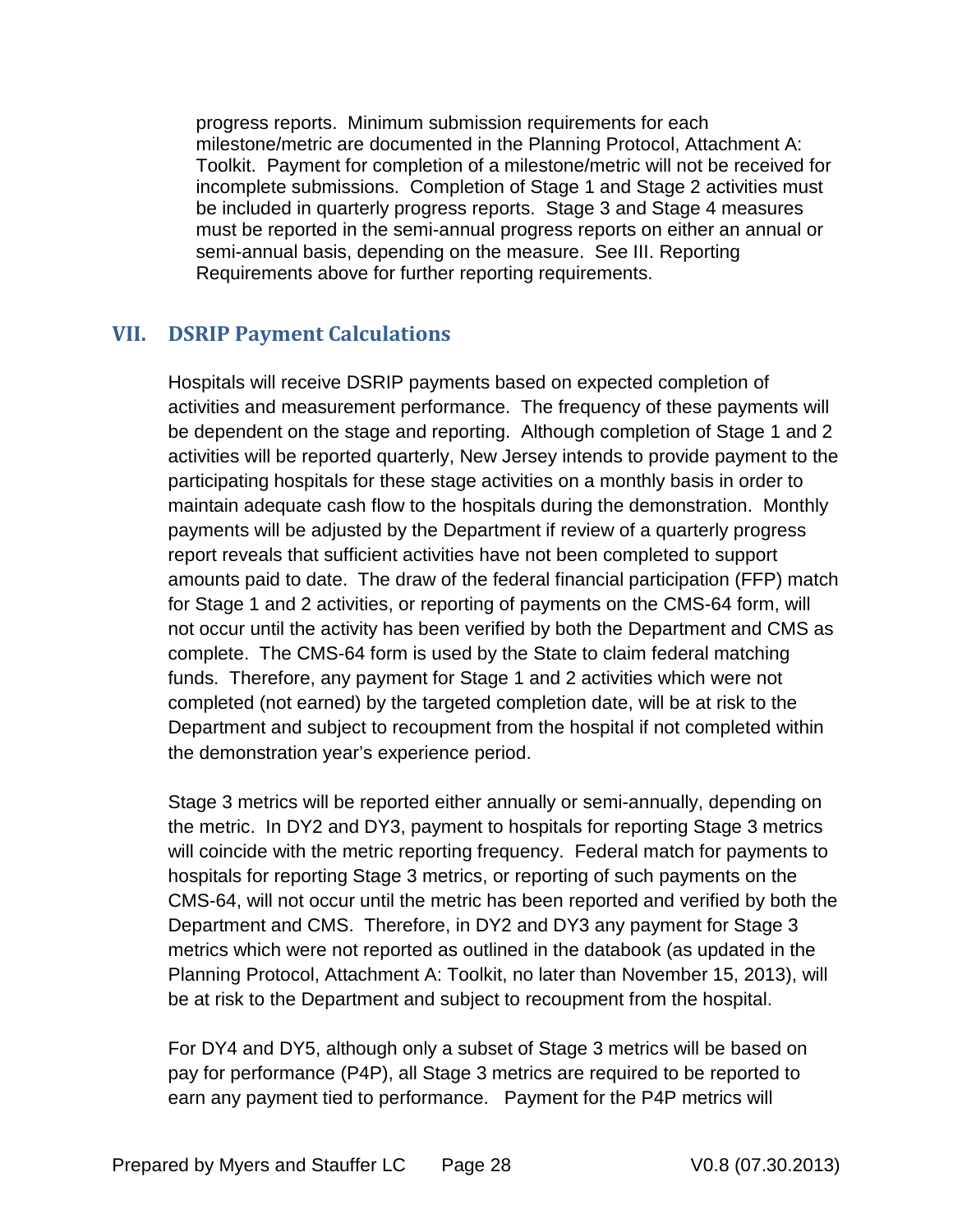progress reports. Minimum submission requirements for each milestone/metric are documented in the Planning Protocol, Attachment A: Toolkit. Payment for completion of a milestone/metric will not be received for incomplete submissions. Completion of Stage 1 and Stage 2 activities must be included in quarterly progress reports. Stage 3 and Stage 4 measures must be reported in the semi-annual progress reports on either an annual or semi-annual basis, depending on the measure. See III. Reporting Requirements above for further reporting requirements.

## VII. DSRIP Payment Calculations

Hospitals will receive DSRIP payments based on expected completion of activities and measurement performance. The frequency of these payments will be dependent on the stage and reporting. Although completion of Stage 1 and 2 activities will be reported quarterly, New Jersey intends to provide payment to the participating hospitals for these stage activities on a monthly basis in order to maintain adequate cash flow to the hospitals during the demonstration. Monthly payments will be adjusted by the Department if review of a quarterly progress report reveals that sufficient activities have not been completed to support amounts paid to date. The draw of the federal financial participation (FFP) match for Stage 1 and 2 activities, or reporting of payments on the CMS-64 form, will not occur until the activity has been verified by both the Department and CMS as complete. The CMS-64 form is used by the State to claim federal matching funds. Therefore, any payment for Stage 1 and 2 activities which were not completed (not earned) by the targeted completion date, will be at risk to the Department and subject to recoupment from the hospital if not completed within the demonstration year's experience period.

Stage 3 metrics will be reported either annually or semi-annually, depending on the metric. In DY2 and DY3, payment to hospitals for reporting Stage 3 metrics will coincide with the metric reporting frequency. Federal match for payments to hospitals for reporting Stage 3 metrics, or reporting of such payments on the CMS-64, will not occur until the metric has been reported and verified by both the Department and CMS. Therefore, in DY2 and DY3 any payment for Stage 3 metrics which were not reported as outlined in the databook (as updated in the Planning Protocol, Attachment A: Toolkit, no later than November 15, 2013), will be at risk to the Department and subject to recoupment from the hospital.

For DY4 and DY5, although only a subset of Stage 3 metrics will be based on pay for performance (P4P), all Stage 3 metrics are required to be reported to earn any payment tied to performance. Payment for the P4P metrics will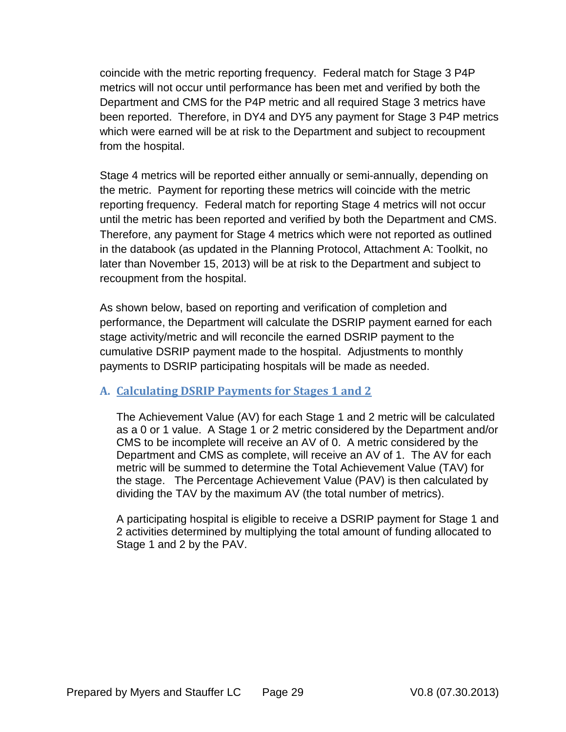coincide with the metric reporting frequency. Federal match for Stage 3 P4P metrics will not occur until performance has been met and verified by both the Department and CMS for the P4P metric and all required Stage 3 metrics have been reported. Therefore, in DY4 and DY5 any payment for Stage 3 P4P metrics which were earned will be at risk to the Department and subject to recoupment from the hospital.

Stage 4 metrics will be reported either annually or semi-annually, depending on the metric. Payment for reporting these metrics will coincide with the metric reporting frequency. Federal match for reporting Stage 4 metrics will not occur until the metric has been reported and verified by both the Department and CMS. Therefore, any payment for Stage 4 metrics which were not reported as outlined in the databook (as updated in the Planning Protocol, Attachment A: Toolkit, no later than November 15, 2013) will be at risk to the Department and subject to recoupment from the hospital.

As shown below, based on reporting and verification of completion and performance, the Department will calculate the DSRIP payment earned for each stage activity/metric and will reconcile the earned DSRIP payment to the cumulative DSRIP payment made to the hospital. Adjustments to monthly payments to DSRIP participating hospitals will be made as needed.

### A. Calculating DSRIP Payments for Stages 1 and 2

The Achievement Value (AV) for each Stage 1 and 2 metric will be calculated as a 0 or 1 value. A Stage 1 or 2 metric considered by the Department and/or CMS to be incomplete will receive an AV of 0. A metric considered by the Department and CMS as complete, will receive an AV of 1. The AV for each metric will be summed to determine the Total Achievement Value (TAV) for the stage. The Percentage Achievement Value (PAV) is then calculated by dividing the TAV by the maximum AV (the total number of metrics).

A participating hospital is eligible to receive a DSRIP payment for Stage 1 and 2 activities determined by multiplying the total amount of funding allocated to Stage 1 and 2 by the PAV.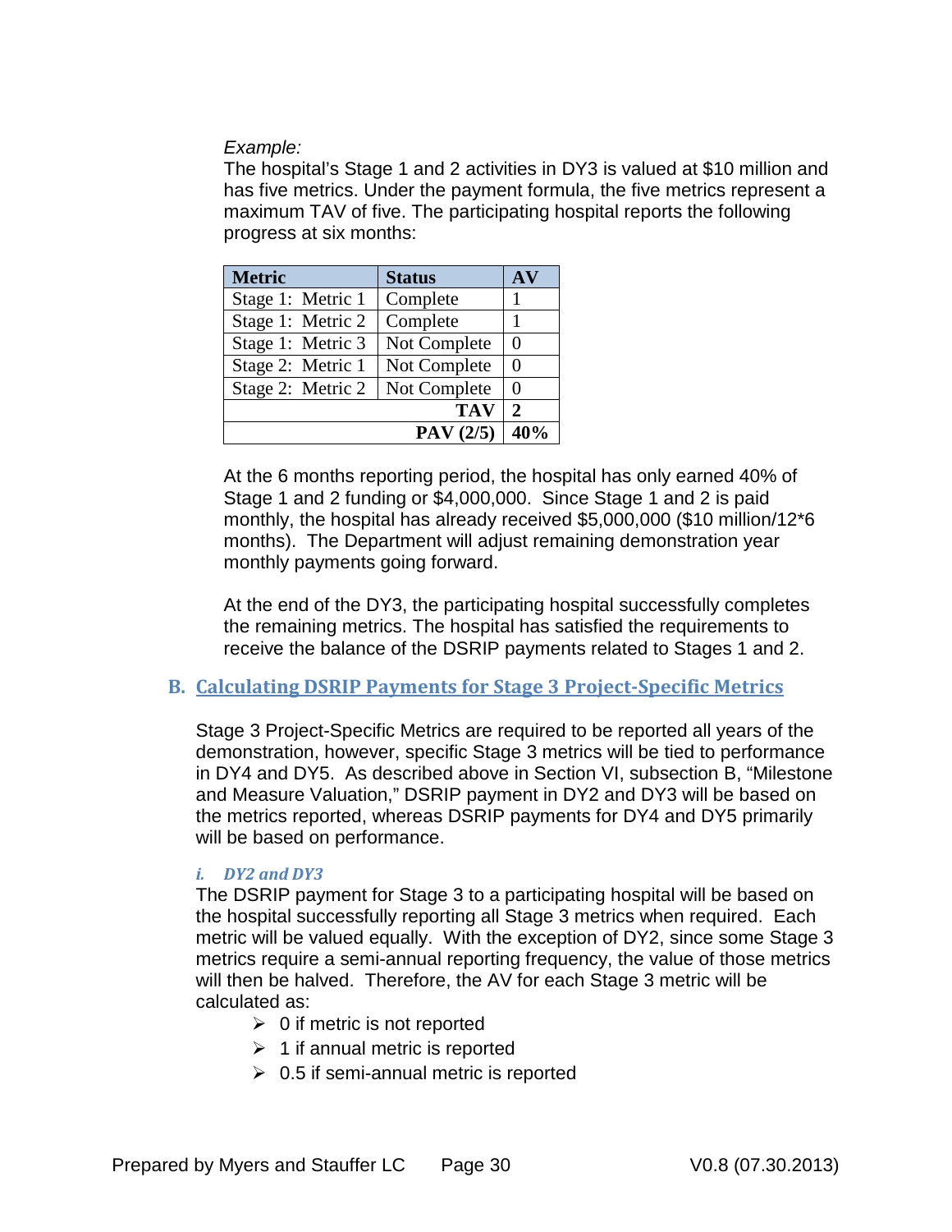*Example:*
The hospital's Stage 1 and 2 activities in DY3 is valued at $10 million and has five metrics. Under the payment formula, the five metrics represent a maximum TAV of five. The participating hospital reports the following progress at six months:

| Metric | Status | AV |
|---|---|---|
| Stage 1: Metric 1 | Complete | 1 |
| Stage 1: Metric 2 | Complete | 1 |
| Stage 1: Metric 3 | Not Complete | 0 |
| Stage 2: Metric 1 | Not Complete | 0 |
| Stage 2: Metric 2 | Not Complete | 0 |
| | **TAV** | **2** |
| | **PAV (2/5)** | **40%** |

At the 6 months reporting period, the hospital has only earned 40% of Stage 1 and 2 funding or $4,000,000. Since Stage 1 and 2 is paid monthly, the hospital has already received $5,000,000 ($10 million/12*6 months). The Department will adjust remaining demonstration year monthly payments going forward.

At the end of the DY3, the participating hospital successfully completes the remaining metrics. The hospital has satisfied the requirements to receive the balance of the DSRIP payments related to Stages 1 and 2.

## B. Calculating DSRIP Payments for Stage 3 Project-Specific Metrics

Stage 3 Project-Specific Metrics are required to be reported all years of the demonstration, however, specific Stage 3 metrics will be tied to performance in DY4 and DY5. As described above in Section VI, subsection B, "Milestone and Measure Valuation," DSRIP payment in DY2 and DY3 will be based on the metrics reported, whereas DSRIP payments for DY4 and DY5 primarily will be based on performance.

### *i. DY2 and DY3*

The DSRIP payment for Stage 3 to a participating hospital will be based on the hospital successfully reporting all Stage 3 metrics when required. Each metric will be valued equally. With the exception of DY2, since some Stage 3 metrics require a semi-annual reporting frequency, the value of those metrics will then be halved. Therefore, the AV for each Stage 3 metric will be calculated as:

- 0 if metric is not reported
- 1 if annual metric is reported
- 0.5 if semi-annual metric is reported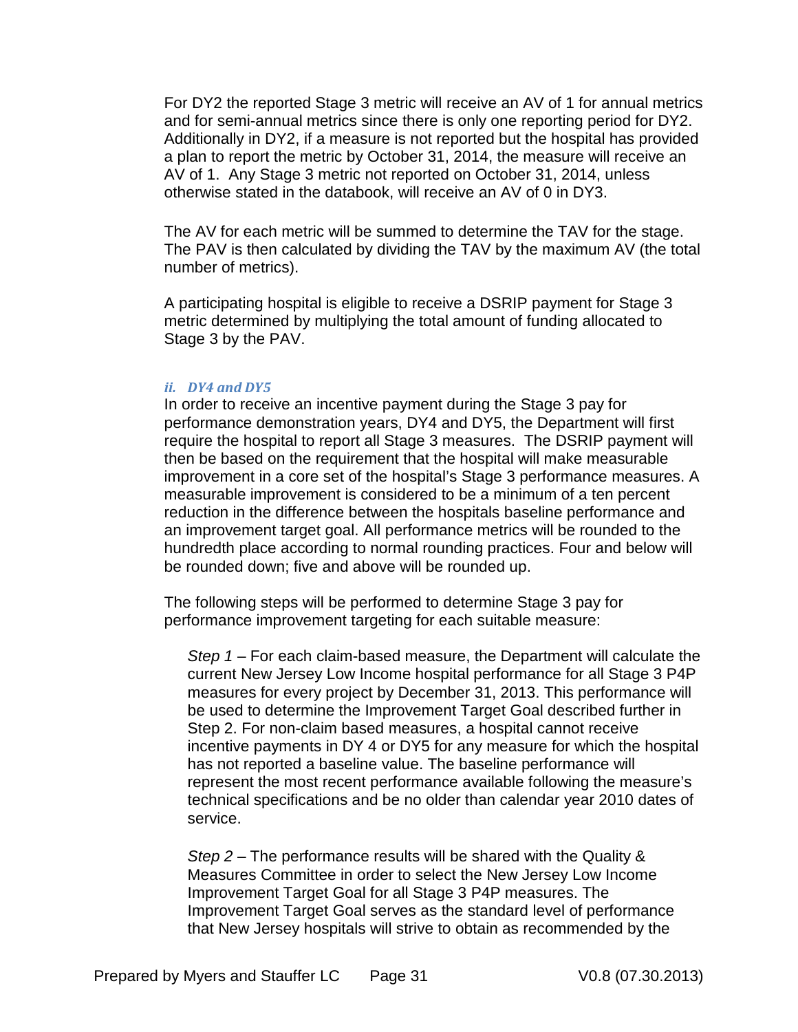For DY2 the reported Stage 3 metric will receive an AV of 1 for annual metrics and for semi-annual metrics since there is only one reporting period for DY2. Additionally in DY2, if a measure is not reported but the hospital has provided a plan to report the metric by October 31, 2014, the measure will receive an AV of 1. Any Stage 3 metric not reported on October 31, 2014, unless otherwise stated in the databook, will receive an AV of 0 in DY3.

The AV for each metric will be summed to determine the TAV for the stage. The PAV is then calculated by dividing the TAV by the maximum AV (the total number of metrics).

A participating hospital is eligible to receive a DSRIP payment for Stage 3 metric determined by multiplying the total amount of funding allocated to Stage 3 by the PAV.

#### *ii. DY4 and DY5*

In order to receive an incentive payment during the Stage 3 pay for performance demonstration years, DY4 and DY5, the Department will first require the hospital to report all Stage 3 measures. The DSRIP payment will then be based on the requirement that the hospital will make measurable improvement in a core set of the hospital's Stage 3 performance measures. A measurable improvement is considered to be a minimum of a ten percent reduction in the difference between the hospitals baseline performance and an improvement target goal. All performance metrics will be rounded to the hundredth place according to normal rounding practices. Four and below will be rounded down; five and above will be rounded up.

The following steps will be performed to determine Stage 3 pay for performance improvement targeting for each suitable measure:

*Step 1* – For each claim-based measure, the Department will calculate the current New Jersey Low Income hospital performance for all Stage 3 P4P measures for every project by December 31, 2013. This performance will be used to determine the Improvement Target Goal described further in Step 2. For non-claim based measures, a hospital cannot receive incentive payments in DY 4 or DY5 for any measure for which the hospital has not reported a baseline value. The baseline performance will represent the most recent performance available following the measure's technical specifications and be no older than calendar year 2010 dates of service.

*Step 2* – The performance results will be shared with the Quality & Measures Committee in order to select the New Jersey Low Income Improvement Target Goal for all Stage 3 P4P measures. The Improvement Target Goal serves as the standard level of performance that New Jersey hospitals will strive to obtain as recommended by the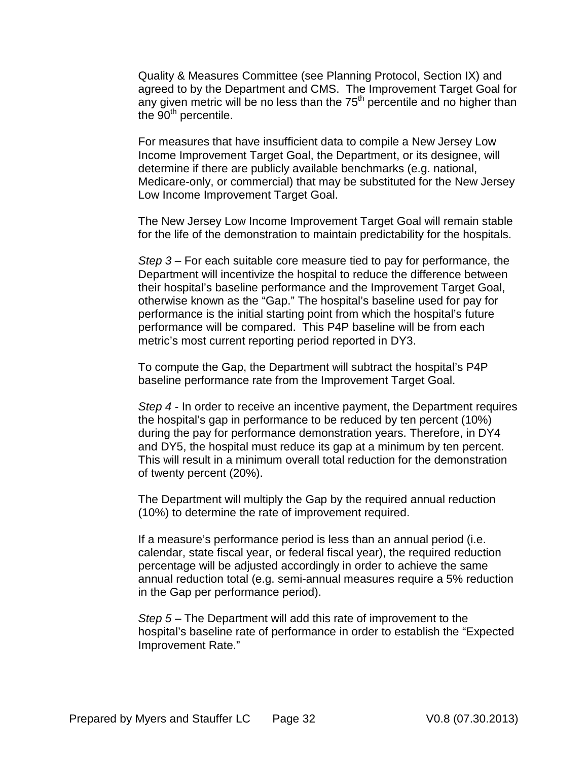Quality & Measures Committee (see Planning Protocol, Section IX) and agreed to by the Department and CMS. The Improvement Target Goal for any given metric will be no less than the 75th percentile and no higher than the 90th percentile.

For measures that have insufficient data to compile a New Jersey Low Income Improvement Target Goal, the Department, or its designee, will determine if there are publicly available benchmarks (e.g. national, Medicare-only, or commercial) that may be substituted for the New Jersey Low Income Improvement Target Goal.

The New Jersey Low Income Improvement Target Goal will remain stable for the life of the demonstration to maintain predictability for the hospitals.

*Step 3* – For each suitable core measure tied to pay for performance, the Department will incentivize the hospital to reduce the difference between their hospital's baseline performance and the Improvement Target Goal, otherwise known as the "Gap." The hospital's baseline used for pay for performance is the initial starting point from which the hospital's future performance will be compared. This P4P baseline will be from each metric's most current reporting period reported in DY3.

To compute the Gap, the Department will subtract the hospital's P4P baseline performance rate from the Improvement Target Goal.

*Step 4* - In order to receive an incentive payment, the Department requires the hospital's gap in performance to be reduced by ten percent (10%) during the pay for performance demonstration years. Therefore, in DY4 and DY5, the hospital must reduce its gap at a minimum by ten percent. This will result in a minimum overall total reduction for the demonstration of twenty percent (20%).

The Department will multiply the Gap by the required annual reduction (10%) to determine the rate of improvement required.

If a measure's performance period is less than an annual period (i.e. calendar, state fiscal year, or federal fiscal year), the required reduction percentage will be adjusted accordingly in order to achieve the same annual reduction total (e.g. semi-annual measures require a 5% reduction in the Gap per performance period).

*Step 5* – The Department will add this rate of improvement to the hospital's baseline rate of performance in order to establish the "Expected Improvement Rate."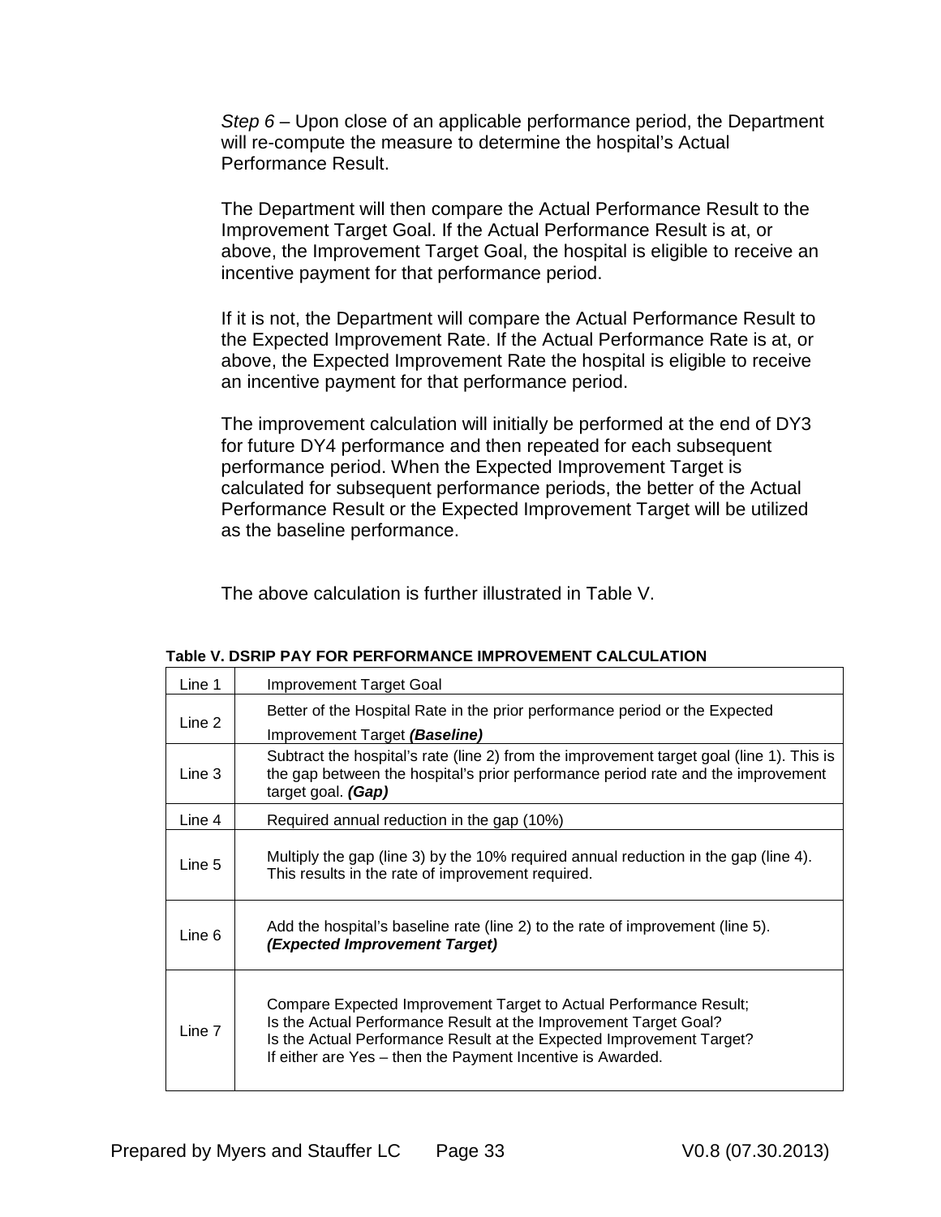*Step 6* – Upon close of an applicable performance period, the Department will re-compute the measure to determine the hospital's Actual Performance Result.

The Department will then compare the Actual Performance Result to the Improvement Target Goal. If the Actual Performance Result is at, or above, the Improvement Target Goal, the hospital is eligible to receive an incentive payment for that performance period.

If it is not, the Department will compare the Actual Performance Result to the Expected Improvement Rate. If the Actual Performance Rate is at, or above, the Expected Improvement Rate the hospital is eligible to receive an incentive payment for that performance period.

The improvement calculation will initially be performed at the end of DY3 for future DY4 performance and then repeated for each subsequent performance period. When the Expected Improvement Target is calculated for subsequent performance periods, the better of the Actual Performance Result or the Expected Improvement Target will be utilized as the baseline performance.

The above calculation is further illustrated in Table V.

**Table V. DSRIP PAY FOR PERFORMANCE IMPROVEMENT CALCULATION**

| | |
|---|---|
| Line 1 | Improvement Target Goal |
| Line 2 | Better of the Hospital Rate in the prior performance period or the Expected Improvement Target ***(Baseline)*** |
| Line 3 | Subtract the hospital's rate (line 2) from the improvement target goal (line 1). This is the gap between the hospital's prior performance period rate and the improvement target goal. ***(Gap)*** |
| Line 4 | Required annual reduction in the gap (10%) |
| Line 5 | Multiply the gap (line 3) by the 10% required annual reduction in the gap (line 4). This results in the rate of improvement required. |
| Line 6 | Add the hospital's baseline rate (line 2) to the rate of improvement (line 5). ***(Expected Improvement Target)*** |
| Line 7 | Compare Expected Improvement Target to Actual Performance Result; Is the Actual Performance Result at the Improvement Target Goal? Is the Actual Performance Result at the Expected Improvement Target? If either are Yes – then the Payment Incentive is Awarded. |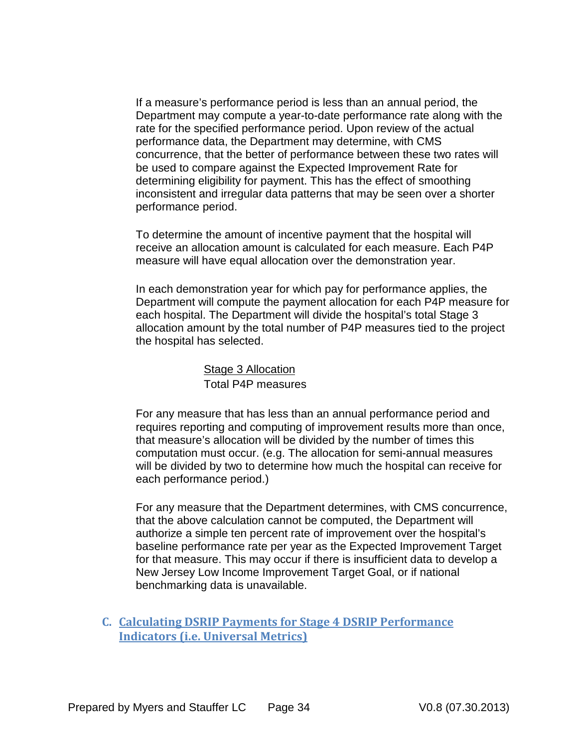If a measure's performance period is less than an annual period, the Department may compute a year-to-date performance rate along with the rate for the specified performance period. Upon review of the actual performance data, the Department may determine, with CMS concurrence, that the better of performance between these two rates will be used to compare against the Expected Improvement Rate for determining eligibility for payment. This has the effect of smoothing inconsistent and irregular data patterns that may be seen over a shorter performance period.

To determine the amount of incentive payment that the hospital will receive an allocation amount is calculated for each measure. Each P4P measure will have equal allocation over the demonstration year.

In each demonstration year for which pay for performance applies, the Department will compute the payment allocation for each P4P measure for each hospital. The Department will divide the hospital's total Stage 3 allocation amount by the total number of P4P measures tied to the project the hospital has selected.

$$\frac{\text{Stage 3 Allocation}}{\text{Total P4P measures}}$$

For any measure that has less than an annual performance period and requires reporting and computing of improvement results more than once, that measure's allocation will be divided by the number of times this computation must occur. (e.g. The allocation for semi-annual measures will be divided by two to determine how much the hospital can receive for each performance period.)

For any measure that the Department determines, with CMS concurrence, that the above calculation cannot be computed, the Department will authorize a simple ten percent rate of improvement over the hospital's baseline performance rate per year as the Expected Improvement Target for that measure. This may occur if there is insufficient data to develop a New Jersey Low Income Improvement Target Goal, or if national benchmarking data is unavailable.

## C. Calculating DSRIP Payments for Stage 4 DSRIP Performance Indicators (i.e. Universal Metrics)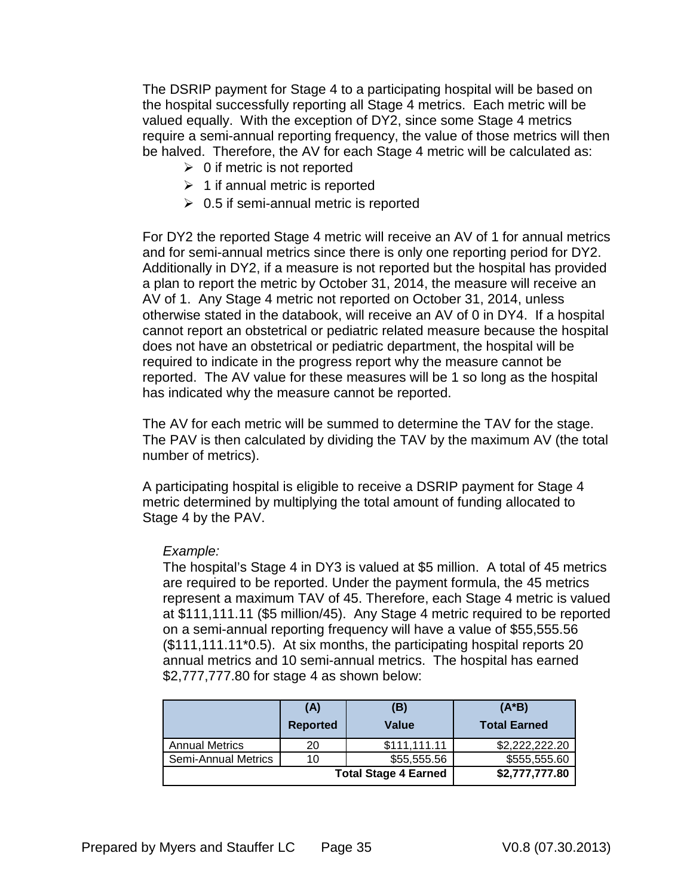The DSRIP payment for Stage 4 to a participating hospital will be based on the hospital successfully reporting all Stage 4 metrics. Each metric will be valued equally. With the exception of DY2, since some Stage 4 metrics require a semi-annual reporting frequency, the value of those metrics will then be halved. Therefore, the AV for each Stage 4 metric will be calculated as:

- 0 if metric is not reported
- 1 if annual metric is reported
- 0.5 if semi-annual metric is reported

For DY2 the reported Stage 4 metric will receive an AV of 1 for annual metrics and for semi-annual metrics since there is only one reporting period for DY2. Additionally in DY2, if a measure is not reported but the hospital has provided a plan to report the metric by October 31, 2014, the measure will receive an AV of 1. Any Stage 4 metric not reported on October 31, 2014, unless otherwise stated in the databook, will receive an AV of 0 in DY4. If a hospital cannot report an obstetrical or pediatric related measure because the hospital does not have an obstetrical or pediatric department, the hospital will be required to indicate in the progress report why the measure cannot be reported. The AV value for these measures will be 1 so long as the hospital has indicated why the measure cannot be reported.

The AV for each metric will be summed to determine the TAV for the stage. The PAV is then calculated by dividing the TAV by the maximum AV (the total number of metrics).

A participating hospital is eligible to receive a DSRIP payment for Stage 4 metric determined by multiplying the total amount of funding allocated to Stage 4 by the PAV.

*Example:*

The hospital's Stage 4 in DY3 is valued at $5 million. A total of 45 metrics are required to be reported. Under the payment formula, the 45 metrics represent a maximum TAV of 45. Therefore, each Stage 4 metric is valued at $111,111.11 ($5 million/45). Any Stage 4 metric required to be reported on a semi-annual reporting frequency will have a value of $55,555.56 ($111,111.11*0.5). At six months, the participating hospital reports 20 annual metrics and 10 semi-annual metrics. The hospital has earned $2,777,777.80 for stage 4 as shown below:

| | (A) Reported | (B) Value | (A*B) Total Earned |
|---|---|---|---|
| Annual Metrics | 20 | $111,111.11 | $2,222,222.20 |
| Semi-Annual Metrics | 10 | $55,555.56 | $555,555.60 |
| **Total Stage 4 Earned** | | | **$2,777,777.80** |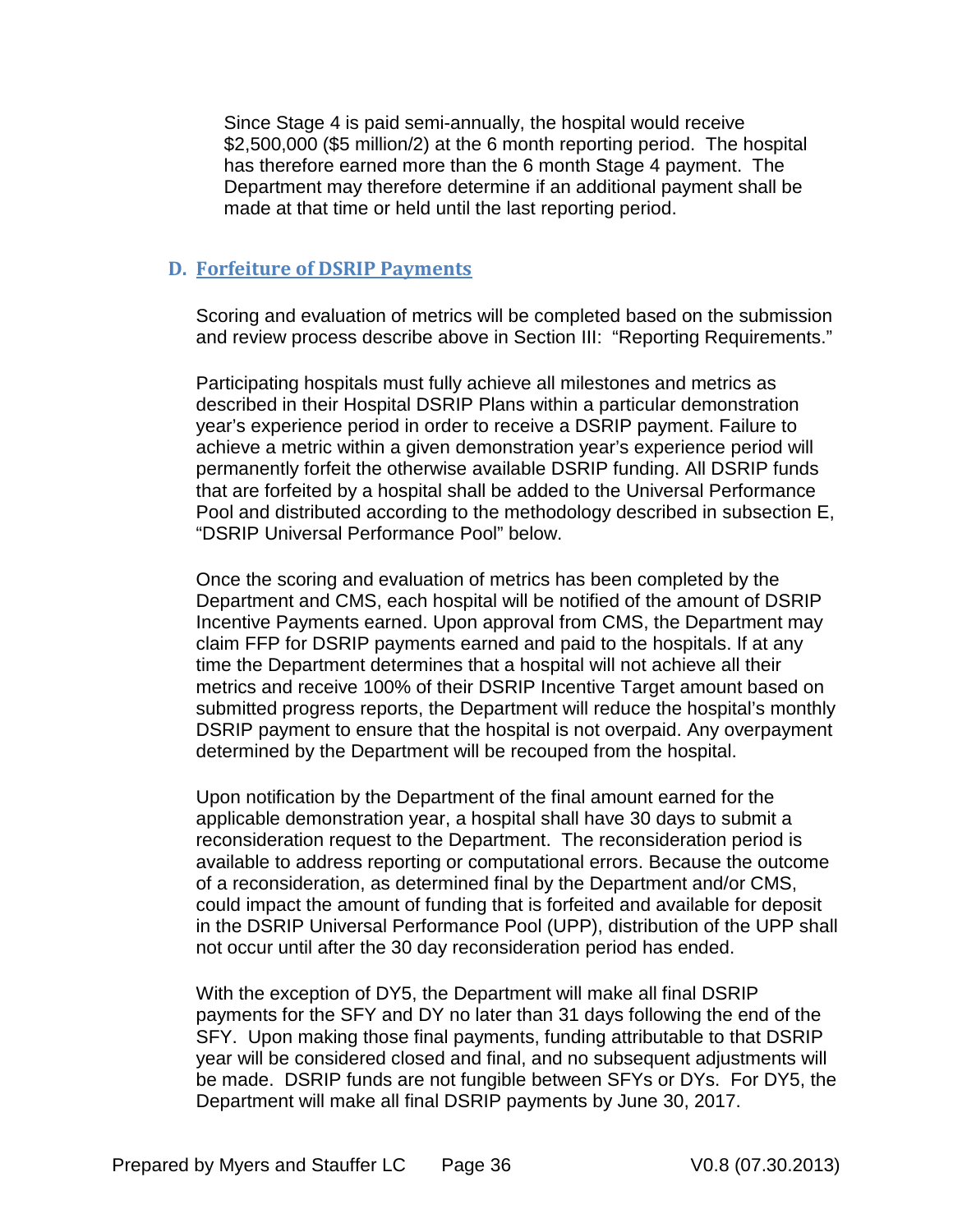Since Stage 4 is paid semi-annually, the hospital would receive $2,500,000 ($5 million/2) at the 6 month reporting period. The hospital has therefore earned more than the 6 month Stage 4 payment. The Department may therefore determine if an additional payment shall be made at that time or held until the last reporting period.

## D. Forfeiture of DSRIP Payments

Scoring and evaluation of metrics will be completed based on the submission and review process describe above in Section III: "Reporting Requirements."

Participating hospitals must fully achieve all milestones and metrics as described in their Hospital DSRIP Plans within a particular demonstration year's experience period in order to receive a DSRIP payment. Failure to achieve a metric within a given demonstration year's experience period will permanently forfeit the otherwise available DSRIP funding. All DSRIP funds that are forfeited by a hospital shall be added to the Universal Performance Pool and distributed according to the methodology described in subsection E, "DSRIP Universal Performance Pool" below.

Once the scoring and evaluation of metrics has been completed by the Department and CMS, each hospital will be notified of the amount of DSRIP Incentive Payments earned. Upon approval from CMS, the Department may claim FFP for DSRIP payments earned and paid to the hospitals. If at any time the Department determines that a hospital will not achieve all their metrics and receive 100% of their DSRIP Incentive Target amount based on submitted progress reports, the Department will reduce the hospital's monthly DSRIP payment to ensure that the hospital is not overpaid. Any overpayment determined by the Department will be recouped from the hospital.

Upon notification by the Department of the final amount earned for the applicable demonstration year, a hospital shall have 30 days to submit a reconsideration request to the Department. The reconsideration period is available to address reporting or computational errors. Because the outcome of a reconsideration, as determined final by the Department and/or CMS, could impact the amount of funding that is forfeited and available for deposit in the DSRIP Universal Performance Pool (UPP), distribution of the UPP shall not occur until after the 30 day reconsideration period has ended.

With the exception of DY5, the Department will make all final DSRIP payments for the SFY and DY no later than 31 days following the end of the SFY. Upon making those final payments, funding attributable to that DSRIP year will be considered closed and final, and no subsequent adjustments will be made. DSRIP funds are not fungible between SFYs or DYs. For DY5, the Department will make all final DSRIP payments by June 30, 2017.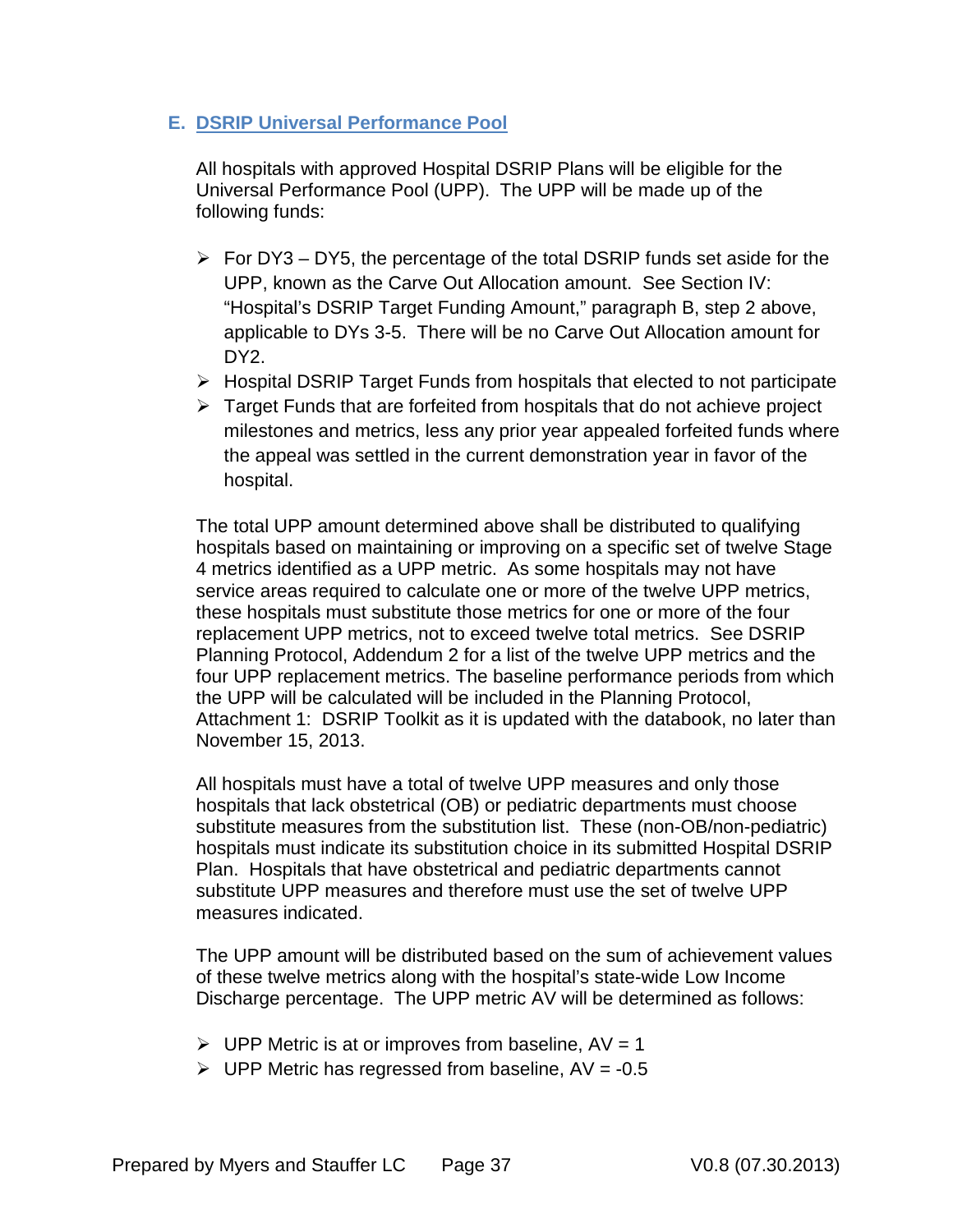### E. DSRIP Universal Performance Pool

All hospitals with approved Hospital DSRIP Plans will be eligible for the Universal Performance Pool (UPP). The UPP will be made up of the following funds:

- For DY3 – DY5, the percentage of the total DSRIP funds set aside for the UPP, known as the Carve Out Allocation amount. See Section IV: "Hospital's DSRIP Target Funding Amount," paragraph B, step 2 above, applicable to DYs 3-5. There will be no Carve Out Allocation amount for DY2.
- Hospital DSRIP Target Funds from hospitals that elected to not participate
- Target Funds that are forfeited from hospitals that do not achieve project milestones and metrics, less any prior year appealed forfeited funds where the appeal was settled in the current demonstration year in favor of the hospital.

The total UPP amount determined above shall be distributed to qualifying hospitals based on maintaining or improving on a specific set of twelve Stage 4 metrics identified as a UPP metric. As some hospitals may not have service areas required to calculate one or more of the twelve UPP metrics, these hospitals must substitute those metrics for one or more of the four replacement UPP metrics, not to exceed twelve total metrics. See DSRIP Planning Protocol, Addendum 2 for a list of the twelve UPP metrics and the four UPP replacement metrics. The baseline performance periods from which the UPP will be calculated will be included in the Planning Protocol, Attachment 1: DSRIP Toolkit as it is updated with the databook, no later than November 15, 2013.

All hospitals must have a total of twelve UPP measures and only those hospitals that lack obstetrical (OB) or pediatric departments must choose substitute measures from the substitution list. These (non-OB/non-pediatric) hospitals must indicate its substitution choice in its submitted Hospital DSRIP Plan. Hospitals that have obstetrical and pediatric departments cannot substitute UPP measures and therefore must use the set of twelve UPP measures indicated.

The UPP amount will be distributed based on the sum of achievement values of these twelve metrics along with the hospital's state-wide Low Income Discharge percentage. The UPP metric AV will be determined as follows:

- UPP Metric is at or improves from baseline, AV = 1
- UPP Metric has regressed from baseline, AV = -0.5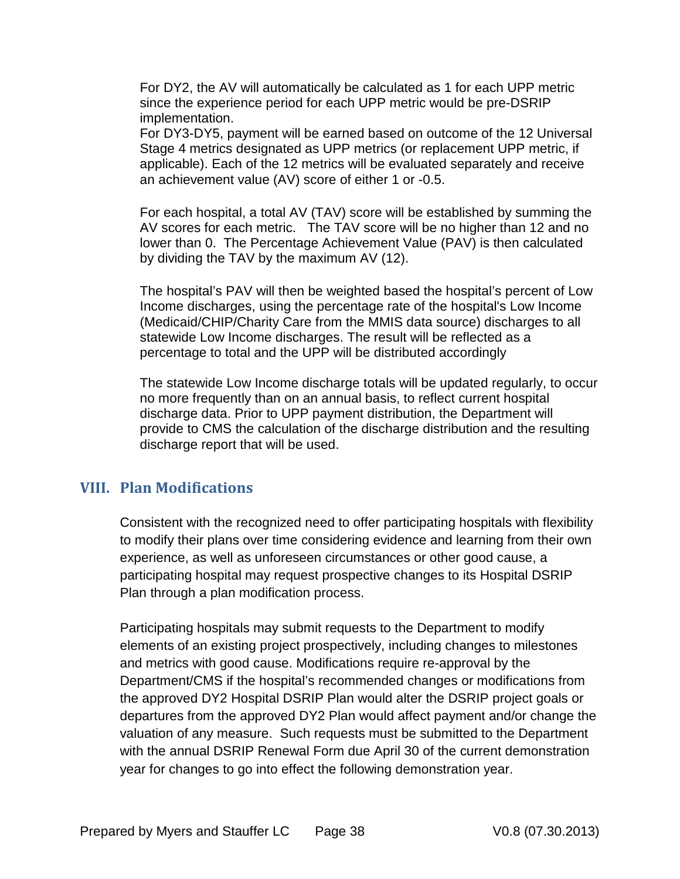For DY2, the AV will automatically be calculated as 1 for each UPP metric since the experience period for each UPP metric would be pre-DSRIP implementation.
For DY3-DY5, payment will be earned based on outcome of the 12 Universal Stage 4 metrics designated as UPP metrics (or replacement UPP metric, if applicable). Each of the 12 metrics will be evaluated separately and receive an achievement value (AV) score of either 1 or -0.5.

For each hospital, a total AV (TAV) score will be established by summing the AV scores for each metric. The TAV score will be no higher than 12 and no lower than 0. The Percentage Achievement Value (PAV) is then calculated by dividing the TAV by the maximum AV (12).

The hospital's PAV will then be weighted based the hospital's percent of Low Income discharges, using the percentage rate of the hospital's Low Income (Medicaid/CHIP/Charity Care from the MMIS data source) discharges to all statewide Low Income discharges. The result will be reflected as a percentage to total and the UPP will be distributed accordingly

The statewide Low Income discharge totals will be updated regularly, to occur no more frequently than on an annual basis, to reflect current hospital discharge data. Prior to UPP payment distribution, the Department will provide to CMS the calculation of the discharge distribution and the resulting discharge report that will be used.

## VIII. Plan Modifications

Consistent with the recognized need to offer participating hospitals with flexibility to modify their plans over time considering evidence and learning from their own experience, as well as unforeseen circumstances or other good cause, a participating hospital may request prospective changes to its Hospital DSRIP Plan through a plan modification process.

Participating hospitals may submit requests to the Department to modify elements of an existing project prospectively, including changes to milestones and metrics with good cause. Modifications require re-approval by the Department/CMS if the hospital's recommended changes or modifications from the approved DY2 Hospital DSRIP Plan would alter the DSRIP project goals or departures from the approved DY2 Plan would affect payment and/or change the valuation of any measure. Such requests must be submitted to the Department with the annual DSRIP Renewal Form due April 30 of the current demonstration year for changes to go into effect the following demonstration year.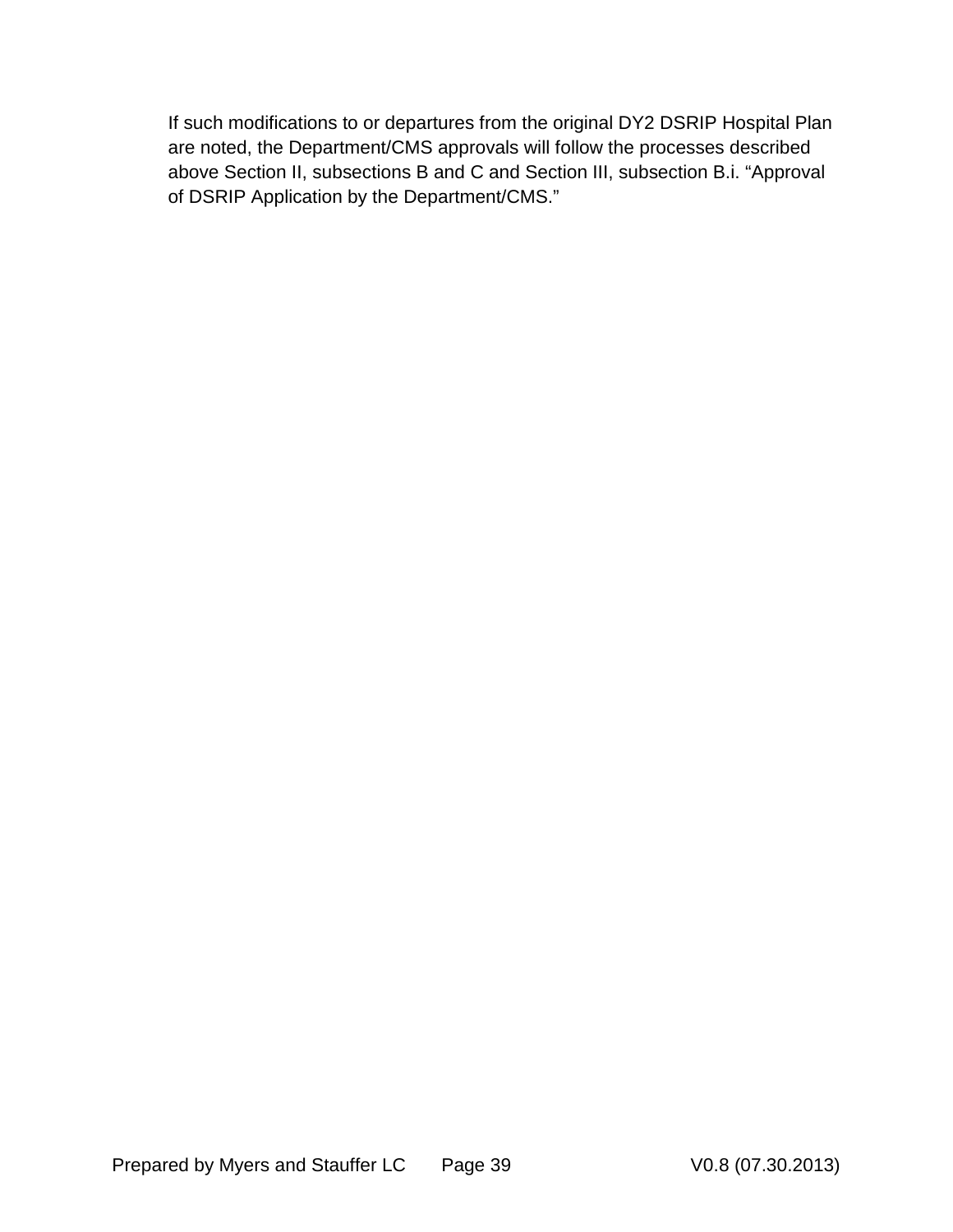If such modifications to or departures from the original DY2 DSRIP Hospital Plan are noted, the Department/CMS approvals will follow the processes described above Section II, subsections B and C and Section III, subsection B.i. "Approval of DSRIP Application by the Department/CMS."